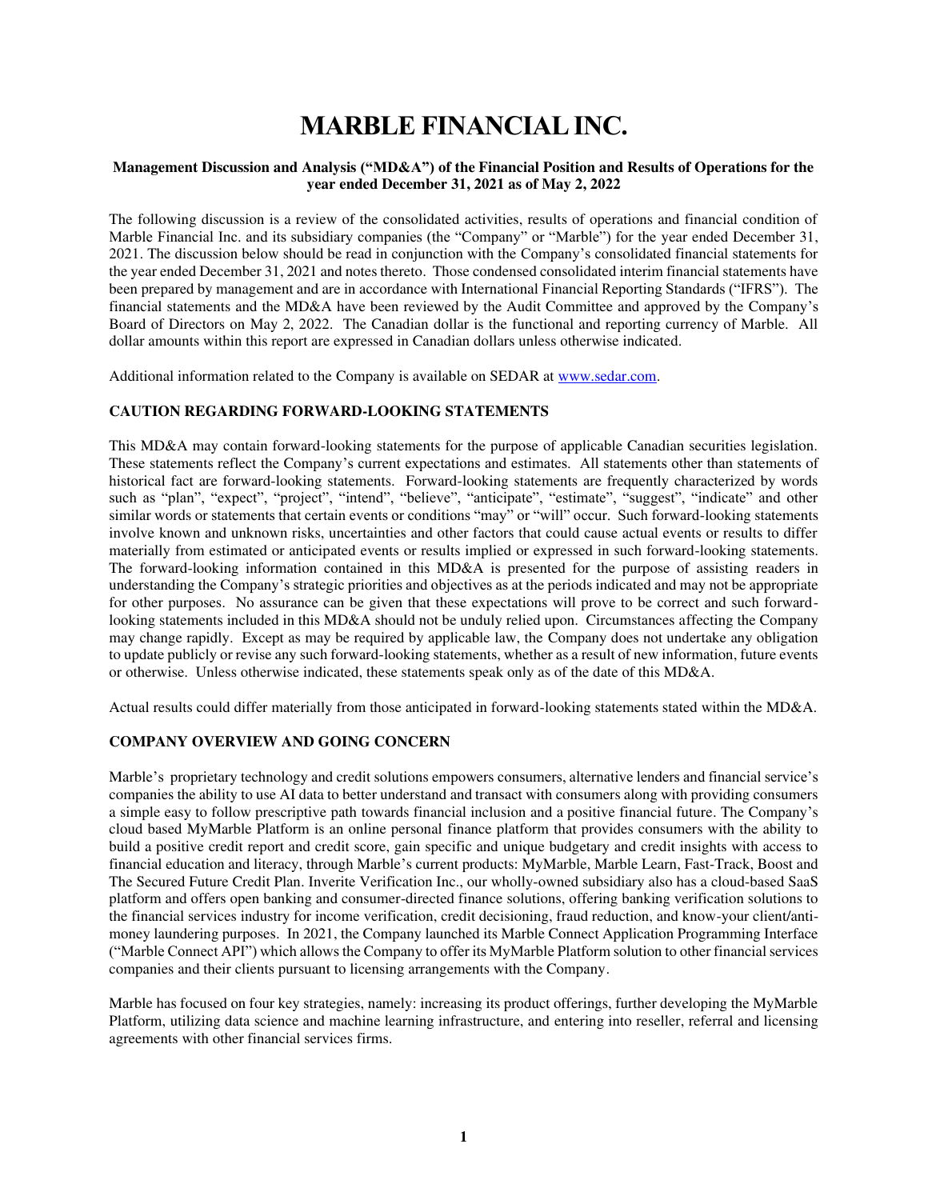# MARBLE FINANCIAL INC.

**Management Discussion and Analysis ("MD&A") of the Financial Position and Results of Operations for the year ended December 31, 2021 as of May 2, 2022**

The following discussion is a review of the consolidated activities, results of operations and financial condition of Marble Financial Inc. and its subsidiary companies (the "Company" or "Marble") for the year ended December 31, 2021. The discussion below should be read in conjunction with the Company's consolidated financial statements for the year ended December 31, 2021 and notes thereto. Those condensed consolidated interim financial statements have been prepared by management and are in accordance with International Financial Reporting Standards ("IFRS"). The financial statements and the MD&A have been reviewed by the Audit Committee and approved by the Company's Board of Directors on May 2, 2022. The Canadian dollar is the functional and reporting currency of Marble. All dollar amounts within this report are expressed in Canadian dollars unless otherwise indicated.

Additional information related to the Company is available on SEDAR at www.sedar.com.

### CAUTION REGARDING FORWARD-LOOKING STATEMENTS

This MD&A may contain forward-looking statements for the purpose of applicable Canadian securities legislation. These statements reflect the Company's current expectations and estimates. All statements other than statements of historical fact are forward-looking statements. Forward-looking statements are frequently characterized by words such as "plan", "expect", "project", "intend", "believe", "anticipate", "estimate", "suggest", "indicate" and other similar words or statements that certain events or conditions "may" or "will" occur. Such forward-looking statements involve known and unknown risks, uncertainties and other factors that could cause actual events or results to differ materially from estimated or anticipated events or results implied or expressed in such forward-looking statements. The forward-looking information contained in this MD&A is presented for the purpose of assisting readers in understanding the Company's strategic priorities and objectives as at the periods indicated and may not be appropriate for other purposes. No assurance can be given that these expectations will prove to be correct and such forward-looking statements included in this MD&A should not be unduly relied upon. Circumstances affecting the Company may change rapidly. Except as may be required by applicable law, the Company does not undertake any obligation to update publicly or revise any such forward-looking statements, whether as a result of new information, future events or otherwise. Unless otherwise indicated, these statements speak only as of the date of this MD&A.

Actual results could differ materially from those anticipated in forward-looking statements stated within the MD&A.

### COMPANY OVERVIEW AND GOING CONCERN

Marble's proprietary technology and credit solutions empowers consumers, alternative lenders and financial service's companies the ability to use AI data to better understand and transact with consumers along with providing consumers a simple easy to follow prescriptive path towards financial inclusion and a positive financial future. The Company's cloud based MyMarble Platform is an online personal finance platform that provides consumers with the ability to build a positive credit report and credit score, gain specific and unique budgetary and credit insights with access to financial education and literacy, through Marble's current products: MyMarble, Marble Learn, Fast-Track, Boost and The Secured Future Credit Plan. Inverite Verification Inc., our wholly-owned subsidiary also has a cloud-based SaaS platform and offers open banking and consumer-directed finance solutions, offering banking verification solutions to the financial services industry for income verification, credit decisioning, fraud reduction, and know-your client/anti-money laundering purposes. In 2021, the Company launched its Marble Connect Application Programming Interface ("Marble Connect API") which allows the Company to offer its MyMarble Platform solution to other financial services companies and their clients pursuant to licensing arrangements with the Company.

Marble has focused on four key strategies, namely: increasing its product offerings, further developing the MyMarble Platform, utilizing data science and machine learning infrastructure, and entering into reseller, referral and licensing agreements with other financial services firms.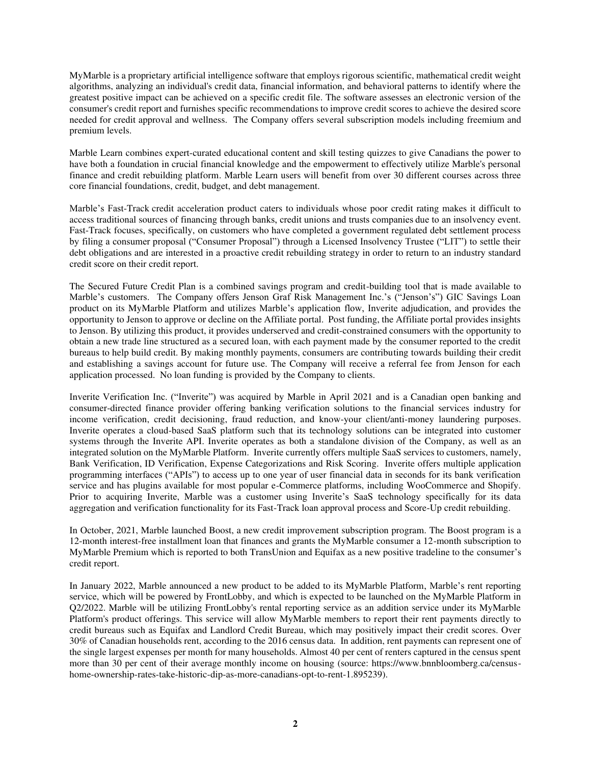MyMarble is a proprietary artificial intelligence software that employs rigorous scientific, mathematical credit weight algorithms, analyzing an individual's credit data, financial information, and behavioral patterns to identify where the greatest positive impact can be achieved on a specific credit file. The software assesses an electronic version of the consumer's credit report and furnishes specific recommendations to improve credit scores to achieve the desired score needed for credit approval and wellness. The Company offers several subscription models including freemium and premium levels.

Marble Learn combines expert-curated educational content and skill testing quizzes to give Canadians the power to have both a foundation in crucial financial knowledge and the empowerment to effectively utilize Marble's personal finance and credit rebuilding platform. Marble Learn users will benefit from over 30 different courses across three core financial foundations, credit, budget, and debt management.

Marble's Fast-Track credit acceleration product caters to individuals whose poor credit rating makes it difficult to access traditional sources of financing through banks, credit unions and trusts companies due to an insolvency event. Fast-Track focuses, specifically, on customers who have completed a government regulated debt settlement process by filing a consumer proposal ("Consumer Proposal") through a Licensed Insolvency Trustee ("LIT") to settle their debt obligations and are interested in a proactive credit rebuilding strategy in order to return to an industry standard credit score on their credit report.

The Secured Future Credit Plan is a combined savings program and credit-building tool that is made available to Marble's customers. The Company offers Jenson Graf Risk Management Inc.'s ("Jenson's") GIC Savings Loan product on its MyMarble Platform and utilizes Marble's application flow, Inverite adjudication, and provides the opportunity to Jenson to approve or decline on the Affiliate portal. Post funding, the Affiliate portal provides insights to Jenson. By utilizing this product, it provides underserved and credit-constrained consumers with the opportunity to obtain a new trade line structured as a secured loan, with each payment made by the consumer reported to the credit bureaus to help build credit. By making monthly payments, consumers are contributing towards building their credit and establishing a savings account for future use. The Company will receive a referral fee from Jenson for each application processed. No loan funding is provided by the Company to clients.

Inverite Verification Inc. ("Inverite") was acquired by Marble in April 2021 and is a Canadian open banking and consumer-directed finance provider offering banking verification solutions to the financial services industry for income verification, credit decisioning, fraud reduction, and know-your client/anti-money laundering purposes. Inverite operates a cloud-based SaaS platform such that its technology solutions can be integrated into customer systems through the Inverite API. Inverite operates as both a standalone division of the Company, as well as an integrated solution on the MyMarble Platform. Inverite currently offers multiple SaaS services to customers, namely, Bank Verification, ID Verification, Expense Categorizations and Risk Scoring. Inverite offers multiple application programming interfaces ("APIs") to access up to one year of user financial data in seconds for its bank verification service and has plugins available for most popular e-Commerce platforms, including WooCommerce and Shopify. Prior to acquiring Inverite, Marble was a customer using Inverite's SaaS technology specifically for its data aggregation and verification functionality for its Fast-Track loan approval process and Score-Up credit rebuilding.

In October, 2021, Marble launched Boost, a new credit improvement subscription program. The Boost program is a 12-month interest-free installment loan that finances and grants the MyMarble consumer a 12-month subscription to MyMarble Premium which is reported to both TransUnion and Equifax as a new positive tradeline to the consumer's credit report.

In January 2022, Marble announced a new product to be added to its MyMarble Platform, Marble's rent reporting service, which will be powered by FrontLobby, and which is expected to be launched on the MyMarble Platform in Q2/2022. Marble will be utilizing FrontLobby's rental reporting service as an addition service under its MyMarble Platform's product offerings. This service will allow MyMarble members to report their rent payments directly to credit bureaus such as Equifax and Landlord Credit Bureau, which may positively impact their credit scores. Over 30% of Canadian households rent, according to the 2016 census data. In addition, rent payments can represent one of the single largest expenses per month for many households. Almost 40 per cent of renters captured in the census spent more than 30 per cent of their average monthly income on housing (source: https://www.bnnbloomberg.ca/census-home-ownership-rates-take-historic-dip-as-more-canadians-opt-to-rent-1.895239).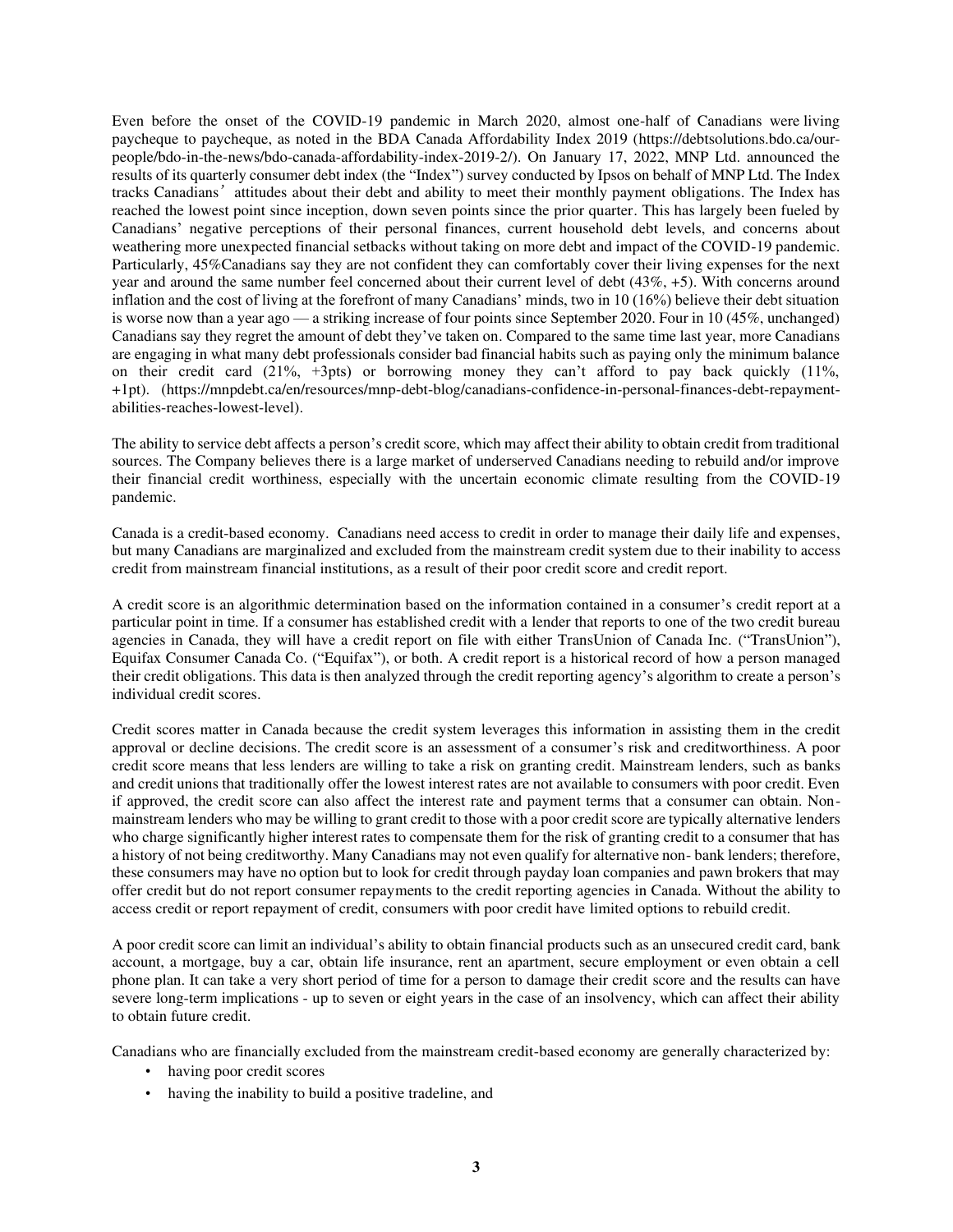Even before the onset of the COVID-19 pandemic in March 2020, almost one-half of Canadians were living paycheque to paycheque, as noted in the BDA Canada Affordability Index 2019 (https://debtsolutions.bdo.ca/our-people/bdo-in-the-news/bdo-canada-affordability-index-2019-2/). On January 17, 2022, MNP Ltd. announced the results of its quarterly consumer debt index (the "Index") survey conducted by Ipsos on behalf of MNP Ltd. The Index tracks Canadians' attitudes about their debt and ability to meet their monthly payment obligations. The Index has reached the lowest point since inception, down seven points since the prior quarter. This has largely been fueled by Canadians' negative perceptions of their personal finances, current household debt levels, and concerns about weathering more unexpected financial setbacks without taking on more debt and impact of the COVID-19 pandemic. Particularly, 45%Canadians say they are not confident they can comfortably cover their living expenses for the next year and around the same number feel concerned about their current level of debt (43%, +5). With concerns around inflation and the cost of living at the forefront of many Canadians' minds, two in 10 (16%) believe their debt situation is worse now than a year ago — a striking increase of four points since September 2020. Four in 10 (45%, unchanged) Canadians say they regret the amount of debt they've taken on. Compared to the same time last year, more Canadians are engaging in what many debt professionals consider bad financial habits such as paying only the minimum balance on their credit card (21%, +3pts) or borrowing money they can't afford to pay back quickly (11%, +1pt). (https://mnpdebt.ca/en/resources/mnp-debt-blog/canadians-confidence-in-personal-finances-debt-repayment-abilities-reaches-lowest-level).

The ability to service debt affects a person's credit score, which may affect their ability to obtain credit from traditional sources. The Company believes there is a large market of underserved Canadians needing to rebuild and/or improve their financial credit worthiness, especially with the uncertain economic climate resulting from the COVID-19 pandemic.

Canada is a credit-based economy. Canadians need access to credit in order to manage their daily life and expenses, but many Canadians are marginalized and excluded from the mainstream credit system due to their inability to access credit from mainstream financial institutions, as a result of their poor credit score and credit report.

A credit score is an algorithmic determination based on the information contained in a consumer's credit report at a particular point in time. If a consumer has established credit with a lender that reports to one of the two credit bureau agencies in Canada, they will have a credit report on file with either TransUnion of Canada Inc. ("TransUnion"), Equifax Consumer Canada Co. ("Equifax"), or both. A credit report is a historical record of how a person managed their credit obligations. This data is then analyzed through the credit reporting agency's algorithm to create a person's individual credit scores.

Credit scores matter in Canada because the credit system leverages this information in assisting them in the credit approval or decline decisions. The credit score is an assessment of a consumer's risk and creditworthiness. A poor credit score means that less lenders are willing to take a risk on granting credit. Mainstream lenders, such as banks and credit unions that traditionally offer the lowest interest rates are not available to consumers with poor credit. Even if approved, the credit score can also affect the interest rate and payment terms that a consumer can obtain. Non-mainstream lenders who may be willing to grant credit to those with a poor credit score are typically alternative lenders who charge significantly higher interest rates to compensate them for the risk of granting credit to a consumer that has a history of not being creditworthy. Many Canadians may not even qualify for alternative non- bank lenders; therefore, these consumers may have no option but to look for credit through payday loan companies and pawn brokers that may offer credit but do not report consumer repayments to the credit reporting agencies in Canada. Without the ability to access credit or report repayment of credit, consumers with poor credit have limited options to rebuild credit.

A poor credit score can limit an individual's ability to obtain financial products such as an unsecured credit card, bank account, a mortgage, buy a car, obtain life insurance, rent an apartment, secure employment or even obtain a cell phone plan. It can take a very short period of time for a person to damage their credit score and the results can have severe long-term implications - up to seven or eight years in the case of an insolvency, which can affect their ability to obtain future credit.

Canadians who are financially excluded from the mainstream credit-based economy are generally characterized by:

- having poor credit scores
- having the inability to build a positive tradeline, and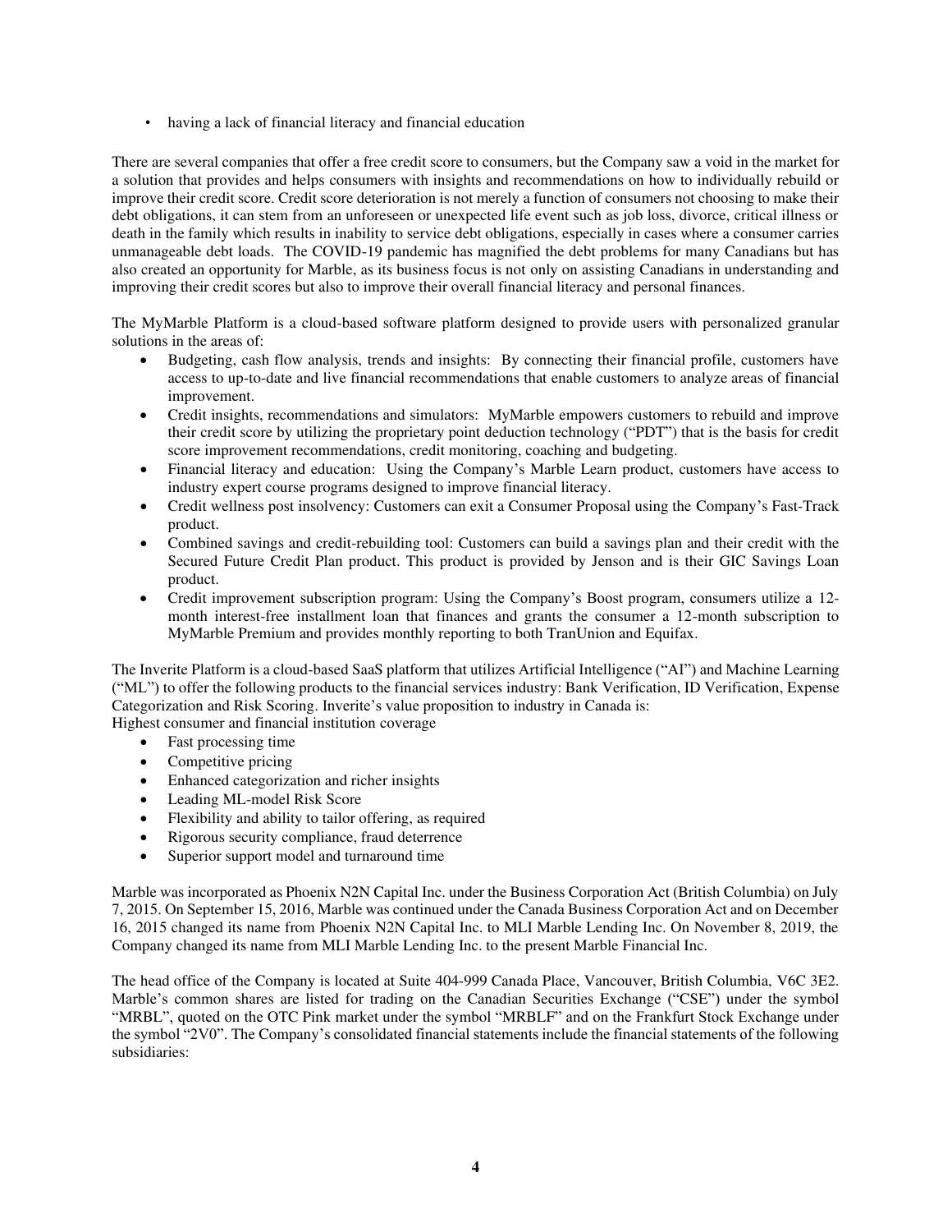- having a lack of financial literacy and financial education

There are several companies that offer a free credit score to consumers, but the Company saw a void in the market for a solution that provides and helps consumers with insights and recommendations on how to individually rebuild or improve their credit score. Credit score deterioration is not merely a function of consumers not choosing to make their debt obligations, it can stem from an unforeseen or unexpected life event such as job loss, divorce, critical illness or death in the family which results in inability to service debt obligations, especially in cases where a consumer carries unmanageable debt loads. The COVID-19 pandemic has magnified the debt problems for many Canadians but has also created an opportunity for Marble, as its business focus is not only on assisting Canadians in understanding and improving their credit scores but also to improve their overall financial literacy and personal finances.

The MyMarble Platform is a cloud-based software platform designed to provide users with personalized granular solutions in the areas of:

- Budgeting, cash flow analysis, trends and insights: By connecting their financial profile, customers have access to up-to-date and live financial recommendations that enable customers to analyze areas of financial improvement.
- Credit insights, recommendations and simulators: MyMarble empowers customers to rebuild and improve their credit score by utilizing the proprietary point deduction technology ("PDT") that is the basis for credit score improvement recommendations, credit monitoring, coaching and budgeting.
- Financial literacy and education: Using the Company's Marble Learn product, customers have access to industry expert course programs designed to improve financial literacy.
- Credit wellness post insolvency: Customers can exit a Consumer Proposal using the Company's Fast-Track product.
- Combined savings and credit-rebuilding tool: Customers can build a savings plan and their credit with the Secured Future Credit Plan product. This product is provided by Jenson and is their GIC Savings Loan product.
- Credit improvement subscription program: Using the Company's Boost program, consumers utilize a 12-month interest-free installment loan that finances and grants the consumer a 12-month subscription to MyMarble Premium and provides monthly reporting to both TranUnion and Equifax.

The Inverite Platform is a cloud-based SaaS platform that utilizes Artificial Intelligence ("AI") and Machine Learning ("ML") to offer the following products to the financial services industry: Bank Verification, ID Verification, Expense Categorization and Risk Scoring. Inverite's value proposition to industry in Canada is:
Highest consumer and financial institution coverage

- Fast processing time
- Competitive pricing
- Enhanced categorization and richer insights
- Leading ML-model Risk Score
- Flexibility and ability to tailor offering, as required
- Rigorous security compliance, fraud deterrence
- Superior support model and turnaround time

Marble was incorporated as Phoenix N2N Capital Inc. under the Business Corporation Act (British Columbia) on July 7, 2015. On September 15, 2016, Marble was continued under the Canada Business Corporation Act and on December 16, 2015 changed its name from Phoenix N2N Capital Inc. to MLI Marble Lending Inc. On November 8, 2019, the Company changed its name from MLI Marble Lending Inc. to the present Marble Financial Inc.

The head office of the Company is located at Suite 404-999 Canada Place, Vancouver, British Columbia, V6C 3E2. Marble's common shares are listed for trading on the Canadian Securities Exchange ("CSE") under the symbol "MRBL", quoted on the OTC Pink market under the symbol "MRBLF" and on the Frankfurt Stock Exchange under the symbol "2V0". The Company's consolidated financial statements include the financial statements of the following subsidiaries: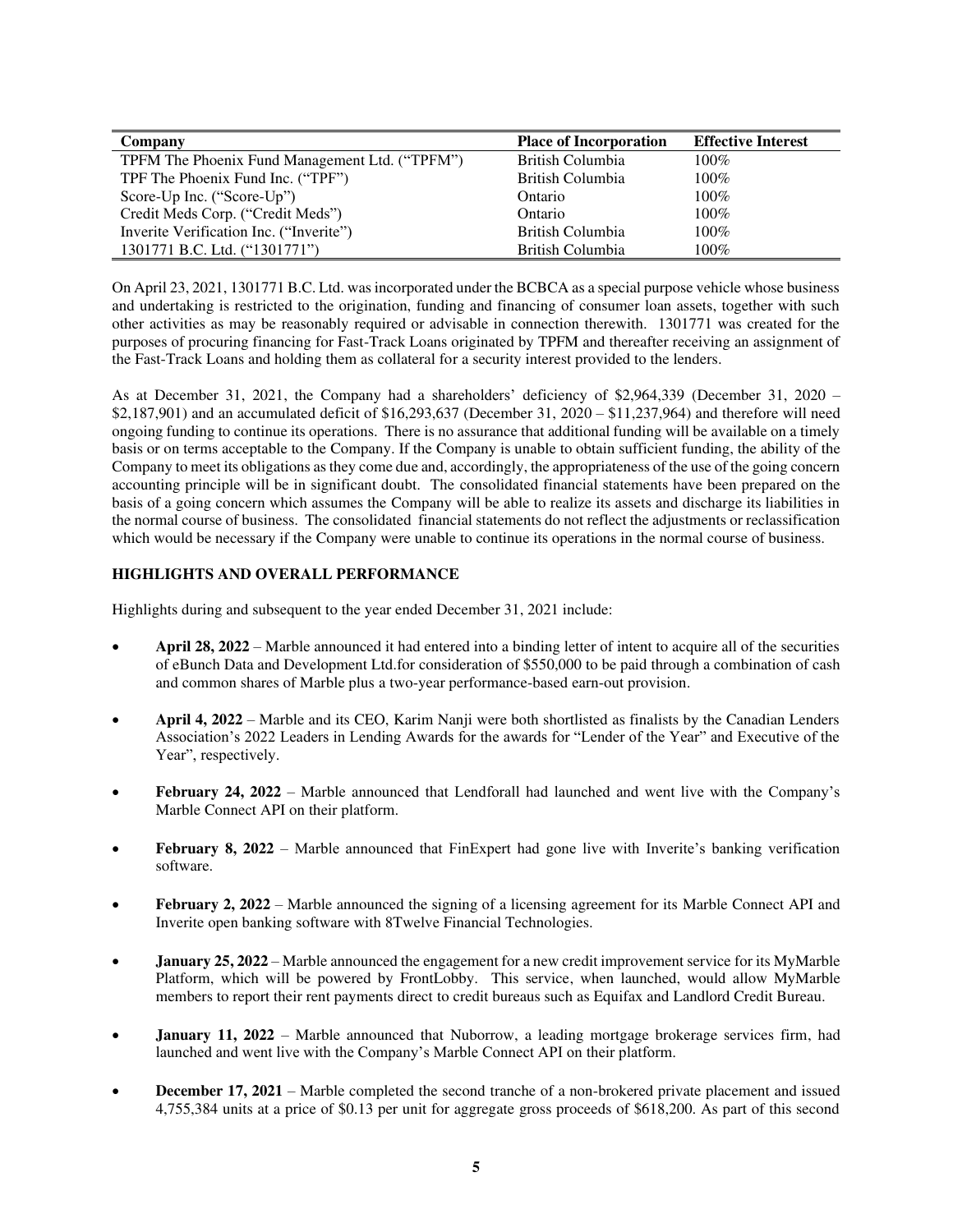| Company | Place of Incorporation | Effective Interest |
| --- | --- | --- |
| TPFM The Phoenix Fund Management Ltd. ("TPFM") | British Columbia | 100% |
| TPF The Phoenix Fund Inc. ("TPF") | British Columbia | 100% |
| Score-Up Inc. ("Score-Up") | Ontario | 100% |
| Credit Meds Corp. ("Credit Meds") | Ontario | 100% |
| Inverite Verification Inc. ("Inverite") | British Columbia | 100% |
| 1301771 B.C. Ltd. ("1301771") | British Columbia | 100% |

On April 23, 2021, 1301771 B.C. Ltd. was incorporated under the BCBCA as a special purpose vehicle whose business and undertaking is restricted to the origination, funding and financing of consumer loan assets, together with such other activities as may be reasonably required or advisable in connection therewith. 1301771 was created for the purposes of procuring financing for Fast-Track Loans originated by TPFM and thereafter receiving an assignment of the Fast-Track Loans and holding them as collateral for a security interest provided to the lenders.

As at December 31, 2021, the Company had a shareholders' deficiency of $2,964,339 (December 31, 2020 – $2,187,901) and an accumulated deficit of $16,293,637 (December 31, 2020 – $11,237,964) and therefore will need ongoing funding to continue its operations. There is no assurance that additional funding will be available on a timely basis or on terms acceptable to the Company. If the Company is unable to obtain sufficient funding, the ability of the Company to meet its obligations as they come due and, accordingly, the appropriateness of the use of the going concern accounting principle will be in significant doubt. The consolidated financial statements have been prepared on the basis of a going concern which assumes the Company will be able to realize its assets and discharge its liabilities in the normal course of business. The consolidated financial statements do not reflect the adjustments or reclassification which would be necessary if the Company were unable to continue its operations in the normal course of business.

## HIGHLIGHTS AND OVERALL PERFORMANCE

Highlights during and subsequent to the year ended December 31, 2021 include:

- **April 28, 2022** – Marble announced it had entered into a binding letter of intent to acquire all of the securities of eBunch Data and Development Ltd.for consideration of $550,000 to be paid through a combination of cash and common shares of Marble plus a two-year performance-based earn-out provision.
- **April 4, 2022** – Marble and its CEO, Karim Nanji were both shortlisted as finalists by the Canadian Lenders Association's 2022 Leaders in Lending Awards for the awards for "Lender of the Year" and Executive of the Year", respectively.
- **February 24, 2022** – Marble announced that Lendforall had launched and went live with the Company's Marble Connect API on their platform.
- **February 8, 2022** – Marble announced that FinExpert had gone live with Inverite's banking verification software.
- **February 2, 2022** – Marble announced the signing of a licensing agreement for its Marble Connect API and Inverite open banking software with 8Twelve Financial Technologies.
- **January 25, 2022** – Marble announced the engagement for a new credit improvement service for its MyMarble Platform, which will be powered by FrontLobby. This service, when launched, would allow MyMarble members to report their rent payments direct to credit bureaus such as Equifax and Landlord Credit Bureau.
- **January 11, 2022** – Marble announced that Nuborrow, a leading mortgage brokerage services firm, had launched and went live with the Company's Marble Connect API on their platform.
- **December 17, 2021** – Marble completed the second tranche of a non-brokered private placement and issued 4,755,384 units at a price of $0.13 per unit for aggregate gross proceeds of $618,200. As part of this second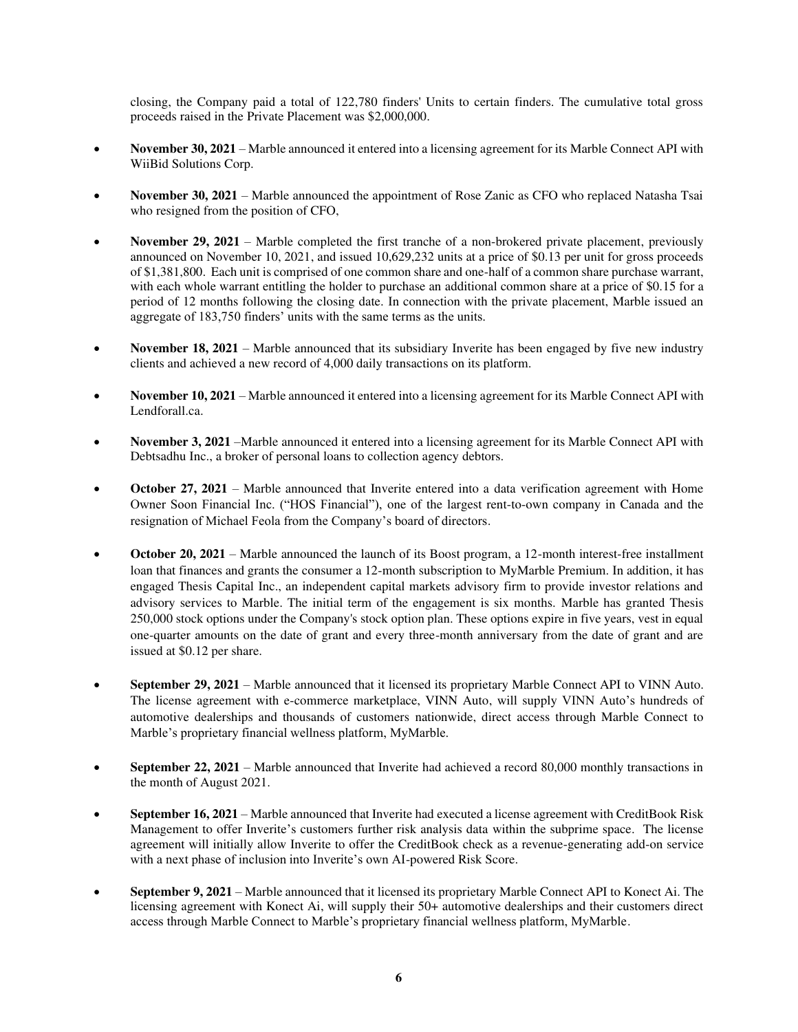closing, the Company paid a total of 122,780 finders' Units to certain finders. The cumulative total gross proceeds raised in the Private Placement was $2,000,000.

- **November 30, 2021** – Marble announced it entered into a licensing agreement for its Marble Connect API with WiiBid Solutions Corp.

- **November 30, 2021** – Marble announced the appointment of Rose Zanic as CFO who replaced Natasha Tsai who resigned from the position of CFO,

- **November 29, 2021** – Marble completed the first tranche of a non-brokered private placement, previously announced on November 10, 2021, and issued 10,629,232 units at a price of $0.13 per unit for gross proceeds of $1,381,800. Each unit is comprised of one common share and one-half of a common share purchase warrant, with each whole warrant entitling the holder to purchase an additional common share at a price of $0.15 for a period of 12 months following the closing date. In connection with the private placement, Marble issued an aggregate of 183,750 finders' units with the same terms as the units.

- **November 18, 2021** – Marble announced that its subsidiary Inverite has been engaged by five new industry clients and achieved a new record of 4,000 daily transactions on its platform.

- **November 10, 2021** – Marble announced it entered into a licensing agreement for its Marble Connect API with Lendforall.ca.

- **November 3, 2021** –Marble announced it entered into a licensing agreement for its Marble Connect API with Debtsadhu Inc., a broker of personal loans to collection agency debtors.

- **October 27, 2021** – Marble announced that Inverite entered into a data verification agreement with Home Owner Soon Financial Inc. ("HOS Financial"), one of the largest rent-to-own company in Canada and the resignation of Michael Feola from the Company's board of directors.

- **October 20, 2021** – Marble announced the launch of its Boost program, a 12-month interest-free installment loan that finances and grants the consumer a 12-month subscription to MyMarble Premium. In addition, it has engaged Thesis Capital Inc., an independent capital markets advisory firm to provide investor relations and advisory services to Marble. The initial term of the engagement is six months. Marble has granted Thesis 250,000 stock options under the Company's stock option plan. These options expire in five years, vest in equal one-quarter amounts on the date of grant and every three-month anniversary from the date of grant and are issued at $0.12 per share.

- **September 29, 2021** – Marble announced that it licensed its proprietary Marble Connect API to VINN Auto. The license agreement with e-commerce marketplace, VINN Auto, will supply VINN Auto's hundreds of automotive dealerships and thousands of customers nationwide, direct access through Marble Connect to Marble's proprietary financial wellness platform, MyMarble.

- **September 22, 2021** – Marble announced that Inverite had achieved a record 80,000 monthly transactions in the month of August 2021.

- **September 16, 2021** – Marble announced that Inverite had executed a license agreement with CreditBook Risk Management to offer Inverite's customers further risk analysis data within the subprime space. The license agreement will initially allow Inverite to offer the CreditBook check as a revenue-generating add-on service with a next phase of inclusion into Inverite's own AI-powered Risk Score.

- **September 9, 2021** – Marble announced that it licensed its proprietary Marble Connect API to Konect Ai. The licensing agreement with Konect Ai, will supply their 50+ automotive dealerships and their customers direct access through Marble Connect to Marble's proprietary financial wellness platform, MyMarble.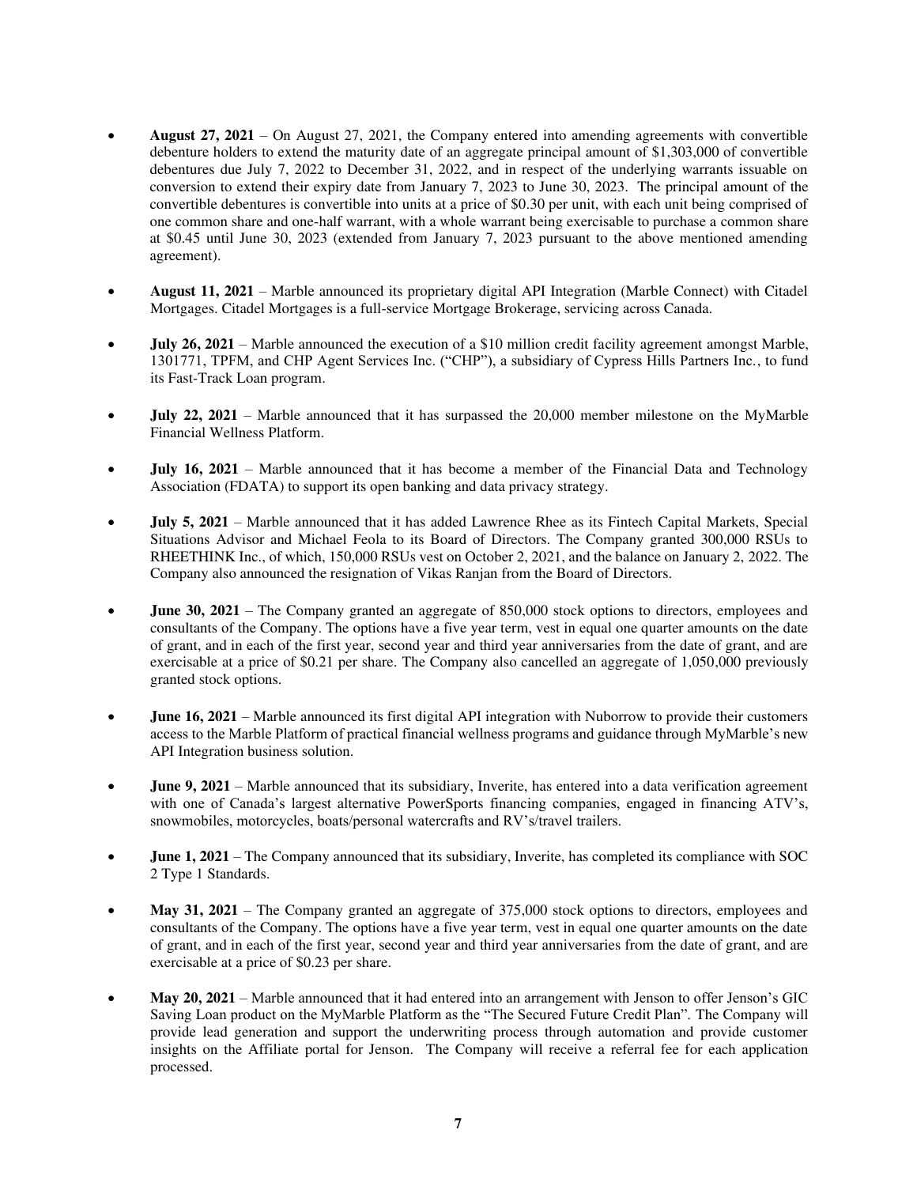- **August 27, 2021** – On August 27, 2021, the Company entered into amending agreements with convertible debenture holders to extend the maturity date of an aggregate principal amount of $1,303,000 of convertible debentures due July 7, 2022 to December 31, 2022, and in respect of the underlying warrants issuable on conversion to extend their expiry date from January 7, 2023 to June 30, 2023. The principal amount of the convertible debentures is convertible into units at a price of $0.30 per unit, with each unit being comprised of one common share and one-half warrant, with a whole warrant being exercisable to purchase a common share at $0.45 until June 30, 2023 (extended from January 7, 2023 pursuant to the above mentioned amending agreement).

- **August 11, 2021** – Marble announced its proprietary digital API Integration (Marble Connect) with Citadel Mortgages. Citadel Mortgages is a full-service Mortgage Brokerage, servicing across Canada.

- **July 26, 2021** – Marble announced the execution of a $10 million credit facility agreement amongst Marble, 1301771, TPFM, and CHP Agent Services Inc. ("CHP"), a subsidiary of Cypress Hills Partners Inc., to fund its Fast-Track Loan program.

- **July 22, 2021** – Marble announced that it has surpassed the 20,000 member milestone on the MyMarble Financial Wellness Platform.

- **July 16, 2021** – Marble announced that it has become a member of the Financial Data and Technology Association (FDATA) to support its open banking and data privacy strategy.

- **July 5, 2021** – Marble announced that it has added Lawrence Rhee as its Fintech Capital Markets, Special Situations Advisor and Michael Feola to its Board of Directors. The Company granted 300,000 RSUs to RHEETHINK Inc., of which, 150,000 RSUs vest on October 2, 2021, and the balance on January 2, 2022. The Company also announced the resignation of Vikas Ranjan from the Board of Directors.

- **June 30, 2021** – The Company granted an aggregate of 850,000 stock options to directors, employees and consultants of the Company. The options have a five year term, vest in equal one quarter amounts on the date of grant, and in each of the first year, second year and third year anniversaries from the date of grant, and are exercisable at a price of $0.21 per share. The Company also cancelled an aggregate of 1,050,000 previously granted stock options.

- **June 16, 2021** – Marble announced its first digital API integration with Nuborrow to provide their customers access to the Marble Platform of practical financial wellness programs and guidance through MyMarble's new API Integration business solution.

- **June 9, 2021** – Marble announced that its subsidiary, Inverite, has entered into a data verification agreement with one of Canada's largest alternative PowerSports financing companies, engaged in financing ATV's, snowmobiles, motorcycles, boats/personal watercrafts and RV's/travel trailers.

- **June 1, 2021** – The Company announced that its subsidiary, Inverite, has completed its compliance with SOC 2 Type 1 Standards.

- **May 31, 2021** – The Company granted an aggregate of 375,000 stock options to directors, employees and consultants of the Company. The options have a five year term, vest in equal one quarter amounts on the date of grant, and in each of the first year, second year and third year anniversaries from the date of grant, and are exercisable at a price of $0.23 per share.

- **May 20, 2021** – Marble announced that it had entered into an arrangement with Jenson to offer Jenson's GIC Saving Loan product on the MyMarble Platform as the "The Secured Future Credit Plan". The Company will provide lead generation and support the underwriting process through automation and provide customer insights on the Affiliate portal for Jenson. The Company will receive a referral fee for each application processed.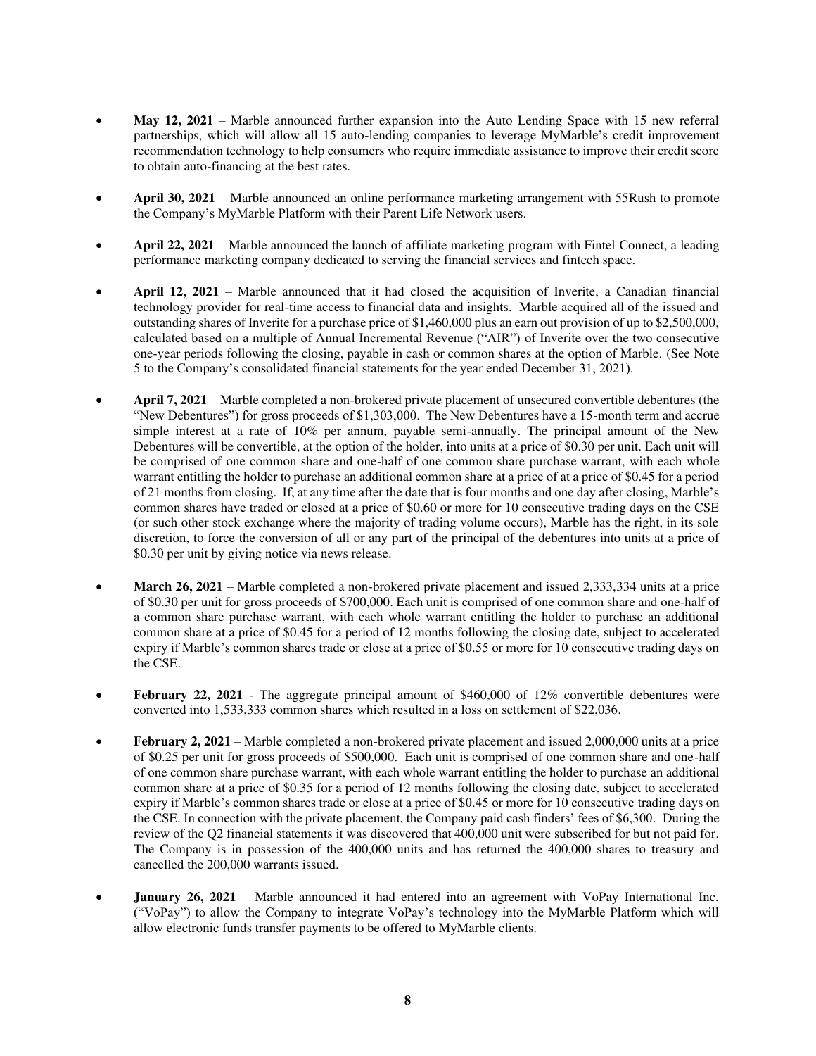- **May 12, 2021** – Marble announced further expansion into the Auto Lending Space with 15 new referral partnerships, which will allow all 15 auto-lending companies to leverage MyMarble's credit improvement recommendation technology to help consumers who require immediate assistance to improve their credit score to obtain auto-financing at the best rates.

- **April 30, 2021** – Marble announced an online performance marketing arrangement with 55Rush to promote the Company's MyMarble Platform with their Parent Life Network users.

- **April 22, 2021** – Marble announced the launch of affiliate marketing program with Fintel Connect, a leading performance marketing company dedicated to serving the financial services and fintech space.

- **April 12, 2021** – Marble announced that it had closed the acquisition of Inverite, a Canadian financial technology provider for real-time access to financial data and insights. Marble acquired all of the issued and outstanding shares of Inverite for a purchase price of $1,460,000 plus an earn out provision of up to $2,500,000, calculated based on a multiple of Annual Incremental Revenue ("AIR") of Inverite over the two consecutive one-year periods following the closing, payable in cash or common shares at the option of Marble. (See Note 5 to the Company's consolidated financial statements for the year ended December 31, 2021).

- **April 7, 2021** – Marble completed a non-brokered private placement of unsecured convertible debentures (the "New Debentures") for gross proceeds of $1,303,000. The New Debentures have a 15-month term and accrue simple interest at a rate of 10% per annum, payable semi-annually. The principal amount of the New Debentures will be convertible, at the option of the holder, into units at a price of $0.30 per unit. Each unit will be comprised of one common share and one-half of one common share purchase warrant, with each whole warrant entitling the holder to purchase an additional common share at a price of at a price of $0.45 for a period of 21 months from closing. If, at any time after the date that is four months and one day after closing, Marble's common shares have traded or closed at a price of $0.60 or more for 10 consecutive trading days on the CSE (or such other stock exchange where the majority of trading volume occurs), Marble has the right, in its sole discretion, to force the conversion of all or any part of the principal of the debentures into units at a price of $0.30 per unit by giving notice via news release.

- **March 26, 2021** – Marble completed a non-brokered private placement and issued 2,333,334 units at a price of $0.30 per unit for gross proceeds of $700,000. Each unit is comprised of one common share and one-half of a common share purchase warrant, with each whole warrant entitling the holder to purchase an additional common share at a price of $0.45 for a period of 12 months following the closing date, subject to accelerated expiry if Marble's common shares trade or close at a price of $0.55 or more for 10 consecutive trading days on the CSE.

- **February 22, 2021** - The aggregate principal amount of $460,000 of 12% convertible debentures were converted into 1,533,333 common shares which resulted in a loss on settlement of $22,036.

- **February 2, 2021** – Marble completed a non-brokered private placement and issued 2,000,000 units at a price of $0.25 per unit for gross proceeds of $500,000. Each unit is comprised of one common share and one-half of one common share purchase warrant, with each whole warrant entitling the holder to purchase an additional common share at a price of $0.35 for a period of 12 months following the closing date, subject to accelerated expiry if Marble's common shares trade or close at a price of $0.45 or more for 10 consecutive trading days on the CSE. In connection with the private placement, the Company paid cash finders' fees of $6,300. During the review of the Q2 financial statements it was discovered that 400,000 unit were subscribed for but not paid for. The Company is in possession of the 400,000 units and has returned the 400,000 shares to treasury and cancelled the 200,000 warrants issued.

- **January 26, 2021** – Marble announced it had entered into an agreement with VoPay International Inc. ("VoPay") to allow the Company to integrate VoPay's technology into the MyMarble Platform which will allow electronic funds transfer payments to be offered to MyMarble clients.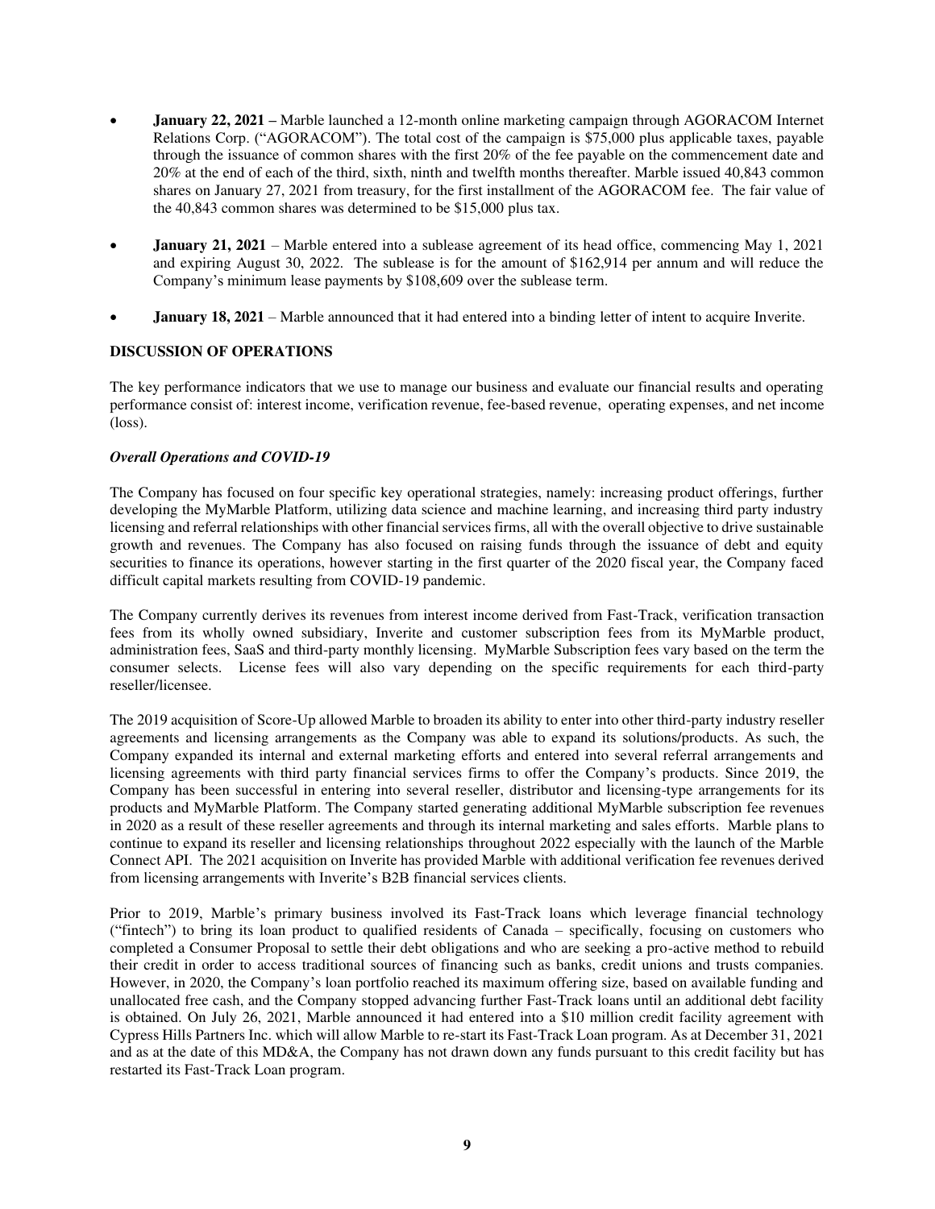- **January 22, 2021 –** Marble launched a 12-month online marketing campaign through AGORACOM Internet Relations Corp. ("AGORACOM"). The total cost of the campaign is $75,000 plus applicable taxes, payable through the issuance of common shares with the first 20% of the fee payable on the commencement date and 20% at the end of each of the third, sixth, ninth and twelfth months thereafter. Marble issued 40,843 common shares on January 27, 2021 from treasury, for the first installment of the AGORACOM fee. The fair value of the 40,843 common shares was determined to be $15,000 plus tax.

- **January 21, 2021** – Marble entered into a sublease agreement of its head office, commencing May 1, 2021 and expiring August 30, 2022. The sublease is for the amount of $162,914 per annum and will reduce the Company's minimum lease payments by $108,609 over the sublease term.

- **January 18, 2021** – Marble announced that it had entered into a binding letter of intent to acquire Inverite.

## DISCUSSION OF OPERATIONS

The key performance indicators that we use to manage our business and evaluate our financial results and operating performance consist of: interest income, verification revenue, fee-based revenue, operating expenses, and net income (loss).

### *Overall Operations and COVID-19*

The Company has focused on four specific key operational strategies, namely: increasing product offerings, further developing the MyMarble Platform, utilizing data science and machine learning, and increasing third party industry licensing and referral relationships with other financial services firms, all with the overall objective to drive sustainable growth and revenues. The Company has also focused on raising funds through the issuance of debt and equity securities to finance its operations, however starting in the first quarter of the 2020 fiscal year, the Company faced difficult capital markets resulting from COVID-19 pandemic.

The Company currently derives its revenues from interest income derived from Fast-Track, verification transaction fees from its wholly owned subsidiary, Inverite and customer subscription fees from its MyMarble product, administration fees, SaaS and third-party monthly licensing. MyMarble Subscription fees vary based on the term the consumer selects. License fees will also vary depending on the specific requirements for each third-party reseller/licensee.

The 2019 acquisition of Score-Up allowed Marble to broaden its ability to enter into other third-party industry reseller agreements and licensing arrangements as the Company was able to expand its solutions/products. As such, the Company expanded its internal and external marketing efforts and entered into several referral arrangements and licensing agreements with third party financial services firms to offer the Company's products. Since 2019, the Company has been successful in entering into several reseller, distributor and licensing-type arrangements for its products and MyMarble Platform. The Company started generating additional MyMarble subscription fee revenues in 2020 as a result of these reseller agreements and through its internal marketing and sales efforts. Marble plans to continue to expand its reseller and licensing relationships throughout 2022 especially with the launch of the Marble Connect API. The 2021 acquisition on Inverite has provided Marble with additional verification fee revenues derived from licensing arrangements with Inverite's B2B financial services clients.

Prior to 2019, Marble's primary business involved its Fast-Track loans which leverage financial technology ("fintech") to bring its loan product to qualified residents of Canada – specifically, focusing on customers who completed a Consumer Proposal to settle their debt obligations and who are seeking a pro-active method to rebuild their credit in order to access traditional sources of financing such as banks, credit unions and trusts companies. However, in 2020, the Company's loan portfolio reached its maximum offering size, based on available funding and unallocated free cash, and the Company stopped advancing further Fast-Track loans until an additional debt facility is obtained. On July 26, 2021, Marble announced it had entered into a $10 million credit facility agreement with Cypress Hills Partners Inc. which will allow Marble to re-start its Fast-Track Loan program. As at December 31, 2021 and as at the date of this MD&A, the Company has not drawn down any funds pursuant to this credit facility but has restarted its Fast-Track Loan program.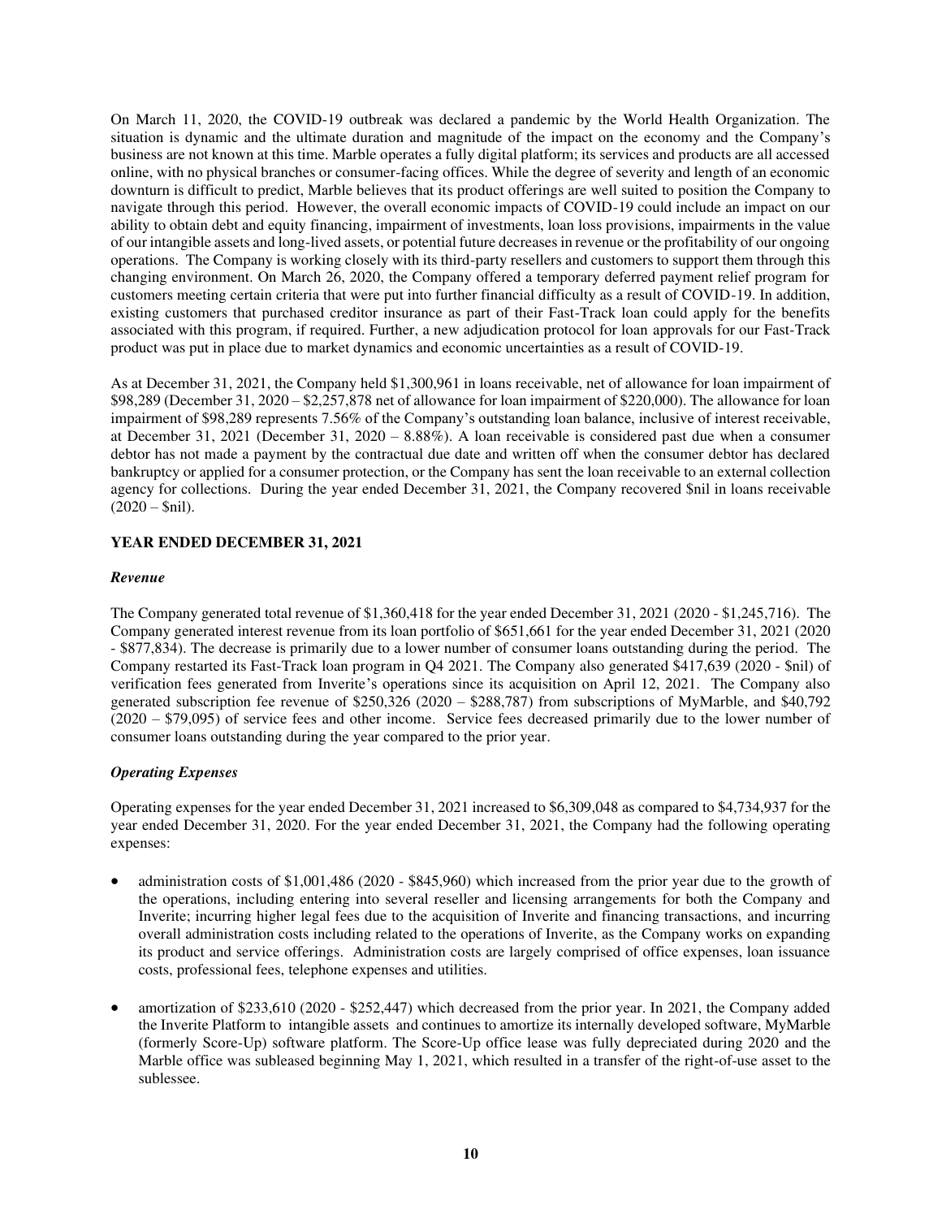On March 11, 2020, the COVID-19 outbreak was declared a pandemic by the World Health Organization. The situation is dynamic and the ultimate duration and magnitude of the impact on the economy and the Company's business are not known at this time. Marble operates a fully digital platform; its services and products are all accessed online, with no physical branches or consumer-facing offices. While the degree of severity and length of an economic downturn is difficult to predict, Marble believes that its product offerings are well suited to position the Company to navigate through this period. However, the overall economic impacts of COVID-19 could include an impact on our ability to obtain debt and equity financing, impairment of investments, loan loss provisions, impairments in the value of our intangible assets and long-lived assets, or potential future decreases in revenue or the profitability of our ongoing operations. The Company is working closely with its third-party resellers and customers to support them through this changing environment. On March 26, 2020, the Company offered a temporary deferred payment relief program for customers meeting certain criteria that were put into further financial difficulty as a result of COVID-19. In addition, existing customers that purchased creditor insurance as part of their Fast-Track loan could apply for the benefits associated with this program, if required. Further, a new adjudication protocol for loan approvals for our Fast-Track product was put in place due to market dynamics and economic uncertainties as a result of COVID-19.

As at December 31, 2021, the Company held $1,300,961 in loans receivable, net of allowance for loan impairment of $98,289 (December 31, 2020 – $2,257,878 net of allowance for loan impairment of $220,000). The allowance for loan impairment of $98,289 represents 7.56% of the Company's outstanding loan balance, inclusive of interest receivable, at December 31, 2021 (December 31, 2020 – 8.88%). A loan receivable is considered past due when a consumer debtor has not made a payment by the contractual due date and written off when the consumer debtor has declared bankruptcy or applied for a consumer protection, or the Company has sent the loan receivable to an external collection agency for collections. During the year ended December 31, 2021, the Company recovered $nil in loans receivable (2020 – $nil).

## YEAR ENDED DECEMBER 31, 2021

### *Revenue*

The Company generated total revenue of $1,360,418 for the year ended December 31, 2021 (2020 - $1,245,716). The Company generated interest revenue from its loan portfolio of $651,661 for the year ended December 31, 2021 (2020 - $877,834). The decrease is primarily due to a lower number of consumer loans outstanding during the period. The Company restarted its Fast-Track loan program in Q4 2021. The Company also generated $417,639 (2020 - $nil) of verification fees generated from Inverite's operations since its acquisition on April 12, 2021. The Company also generated subscription fee revenue of $250,326 (2020 – $288,787) from subscriptions of MyMarble, and $40,792 (2020 – $79,095) of service fees and other income. Service fees decreased primarily due to the lower number of consumer loans outstanding during the year compared to the prior year.

### *Operating Expenses*

Operating expenses for the year ended December 31, 2021 increased to $6,309,048 as compared to $4,734,937 for the year ended December 31, 2020. For the year ended December 31, 2021, the Company had the following operating expenses:

- administration costs of $1,001,486 (2020 - $845,960) which increased from the prior year due to the growth of the operations, including entering into several reseller and licensing arrangements for both the Company and Inverite; incurring higher legal fees due to the acquisition of Inverite and financing transactions, and incurring overall administration costs including related to the operations of Inverite, as the Company works on expanding its product and service offerings. Administration costs are largely comprised of office expenses, loan issuance costs, professional fees, telephone expenses and utilities.

- amortization of $233,610 (2020 - $252,447) which decreased from the prior year. In 2021, the Company added the Inverite Platform to intangible assets and continues to amortize its internally developed software, MyMarble (formerly Score-Up) software platform. The Score-Up office lease was fully depreciated during 2020 and the Marble office was subleased beginning May 1, 2021, which resulted in a transfer of the right-of-use asset to the sublessee.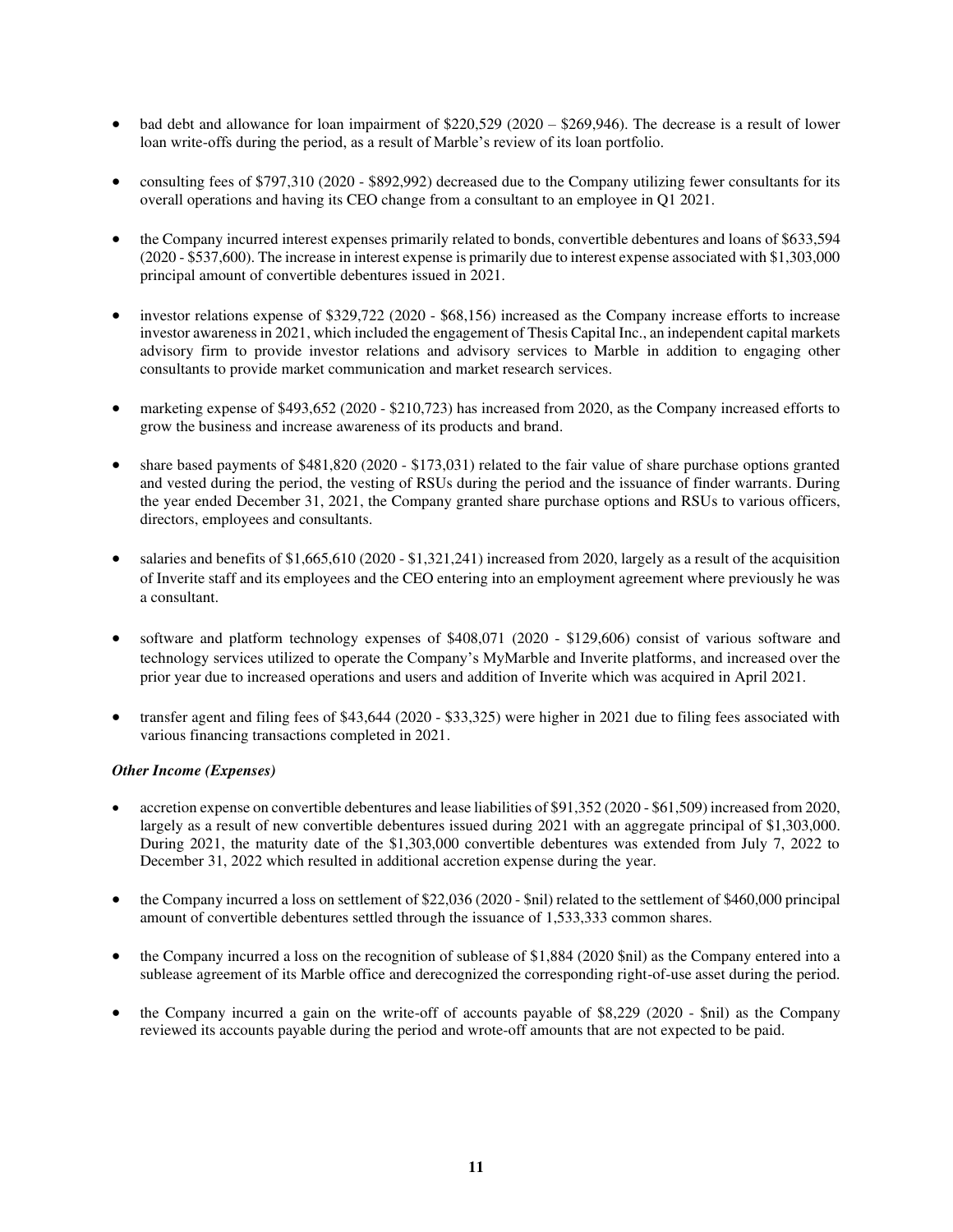- bad debt and allowance for loan impairment of $220,529 (2020 – $269,946). The decrease is a result of lower loan write-offs during the period, as a result of Marble's review of its loan portfolio.

- consulting fees of $797,310 (2020 - $892,992) decreased due to the Company utilizing fewer consultants for its overall operations and having its CEO change from a consultant to an employee in Q1 2021.

- the Company incurred interest expenses primarily related to bonds, convertible debentures and loans of $633,594 (2020 - $537,600). The increase in interest expense is primarily due to interest expense associated with $1,303,000 principal amount of convertible debentures issued in 2021.

- investor relations expense of $329,722 (2020 - $68,156) increased as the Company increase efforts to increase investor awareness in 2021, which included the engagement of Thesis Capital Inc., an independent capital markets advisory firm to provide investor relations and advisory services to Marble in addition to engaging other consultants to provide market communication and market research services.

- marketing expense of $493,652 (2020 - $210,723) has increased from 2020, as the Company increased efforts to grow the business and increase awareness of its products and brand.

- share based payments of $481,820 (2020 - $173,031) related to the fair value of share purchase options granted and vested during the period, the vesting of RSUs during the period and the issuance of finder warrants. During the year ended December 31, 2021, the Company granted share purchase options and RSUs to various officers, directors, employees and consultants.

- salaries and benefits of $1,665,610 (2020 - $1,321,241) increased from 2020, largely as a result of the acquisition of Inverite staff and its employees and the CEO entering into an employment agreement where previously he was a consultant.

- software and platform technology expenses of $408,071 (2020 - $129,606) consist of various software and technology services utilized to operate the Company's MyMarble and Inverite platforms, and increased over the prior year due to increased operations and users and addition of Inverite which was acquired in April 2021.

- transfer agent and filing fees of $43,644 (2020 - $33,325) were higher in 2021 due to filing fees associated with various financing transactions completed in 2021.

***Other Income (Expenses)***

- accretion expense on convertible debentures and lease liabilities of $91,352 (2020 - $61,509) increased from 2020, largely as a result of new convertible debentures issued during 2021 with an aggregate principal of $1,303,000. During 2021, the maturity date of the $1,303,000 convertible debentures was extended from July 7, 2022 to December 31, 2022 which resulted in additional accretion expense during the year.

- the Company incurred a loss on settlement of $22,036 (2020 - $nil) related to the settlement of $460,000 principal amount of convertible debentures settled through the issuance of 1,533,333 common shares.

- the Company incurred a loss on the recognition of sublease of $1,884 (2020 $nil) as the Company entered into a sublease agreement of its Marble office and derecognized the corresponding right-of-use asset during the period.

- the Company incurred a gain on the write-off of accounts payable of $8,229 (2020 - $nil) as the Company reviewed its accounts payable during the period and wrote-off amounts that are not expected to be paid.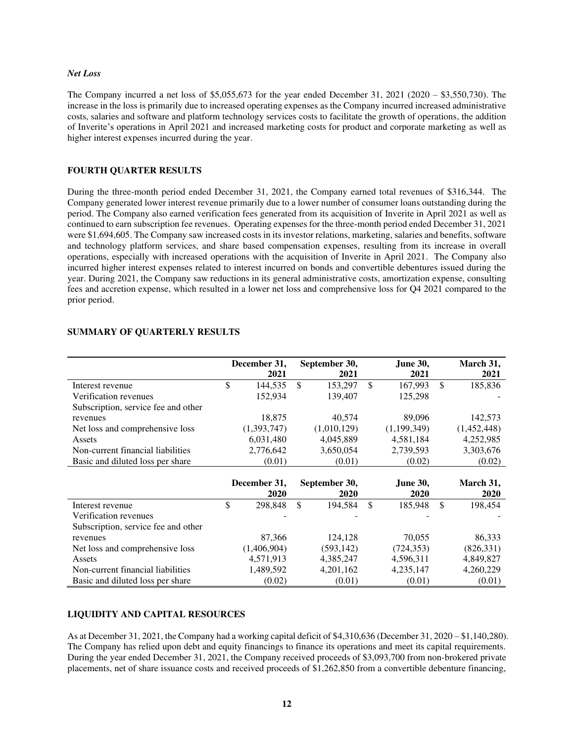### *Net Loss*

The Company incurred a net loss of $5,055,673 for the year ended December 31, 2021 (2020 – $3,550,730). The increase in the loss is primarily due to increased operating expenses as the Company incurred increased administrative costs, salaries and software and platform technology services costs to facilitate the growth of operations, the addition of Inverite's operations in April 2021 and increased marketing costs for product and corporate marketing as well as higher interest expenses incurred during the year.

## FOURTH QUARTER RESULTS

During the three-month period ended December 31, 2021, the Company earned total revenues of $316,344. The Company generated lower interest revenue primarily due to a lower number of consumer loans outstanding during the period. The Company also earned verification fees generated from its acquisition of Inverite in April 2021 as well as continued to earn subscription fee revenues. Operating expenses for the three-month period ended December 31, 2021 were $1,694,605. The Company saw increased costs in its investor relations, marketing, salaries and benefits, software and technology platform services, and share based compensation expenses, resulting from its increase in overall operations, especially with increased operations with the acquisition of Inverite in April 2021. The Company also incurred higher interest expenses related to interest incurred on bonds and convertible debentures issued during the year. During 2021, the Company saw reductions in its general administrative costs, amortization expense, consulting fees and accretion expense, which resulted in a lower net loss and comprehensive loss for Q4 2021 compared to the prior period.

## SUMMARY OF QUARTERLY RESULTS

| | December 31, 2021 | September 30, 2021 | June 30, 2021 | March 31, 2021 |
|---|---|---|---|---|
| Interest revenue | $ 144,535 | $ 153,297 | $ 167,993 | $ 185,836 |
| Verification revenues | 152,934 | 139,407 | 125,298 | - |
| Subscription, service fee and other revenues | 18,875 | 40,574 | 89,096 | 142,573 |
| Net loss and comprehensive loss | (1,393,747) | (1,010,129) | (1,199,349) | (1,452,448) |
| Assets | 6,031,480 | 4,045,889 | 4,581,184 | 4,252,985 |
| Non-current financial liabilities | 2,776,642 | 3,650,054 | 2,739,593 | 3,303,676 |
| Basic and diluted loss per share | (0.01) | (0.01) | (0.02) | (0.02) |

| | December 31, 2020 | September 30, 2020 | June 30, 2020 | March 31, 2020 |
|---|---|---|---|---|
| Interest revenue | $ 298,848 | $ 194,584 | $ 185,948 | $ 198,454 |
| Verification revenues | - | - | - | - |
| Subscription, service fee and other revenues | 87,366 | 124,128 | 70,055 | 86,333 |
| Net loss and comprehensive loss | (1,406,904) | (593,142) | (724,353) | (826,331) |
| Assets | 4,571,913 | 4,385,247 | 4,596,311 | 4,849,827 |
| Non-current financial liabilities | 1,489,592 | 4,201,162 | 4,235,147 | 4,260,229 |
| Basic and diluted loss per share | (0.02) | (0.01) | (0.01) | (0.01) |

## LIQUIDITY AND CAPITAL RESOURCES

As at December 31, 2021, the Company had a working capital deficit of $4,310,636 (December 31, 2020 – $1,140,280). The Company has relied upon debt and equity financings to finance its operations and meet its capital requirements. During the year ended December 31, 2021, the Company received proceeds of $3,093,700 from non-brokered private placements, net of share issuance costs and received proceeds of $1,262,850 from a convertible debenture financing,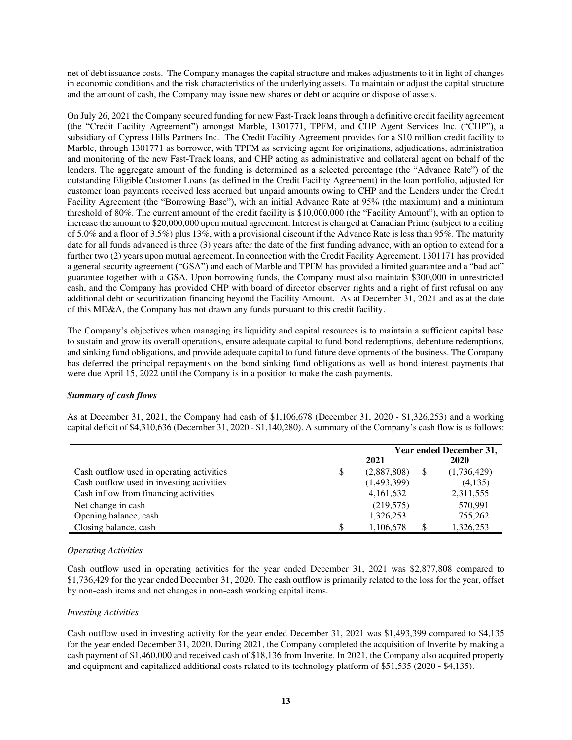net of debt issuance costs. The Company manages the capital structure and makes adjustments to it in light of changes in economic conditions and the risk characteristics of the underlying assets. To maintain or adjust the capital structure and the amount of cash, the Company may issue new shares or debt or acquire or dispose of assets.

On July 26, 2021 the Company secured funding for new Fast-Track loans through a definitive credit facility agreement (the "Credit Facility Agreement") amongst Marble, 1301771, TPFM, and CHP Agent Services Inc. ("CHP"), a subsidiary of Cypress Hills Partners Inc. The Credit Facility Agreement provides for a $10 million credit facility to Marble, through 1301771 as borrower, with TPFM as servicing agent for originations, adjudications, administration and monitoring of the new Fast-Track loans, and CHP acting as administrative and collateral agent on behalf of the lenders. The aggregate amount of the funding is determined as a selected percentage (the "Advance Rate") of the outstanding Eligible Customer Loans (as defined in the Credit Facility Agreement) in the loan portfolio, adjusted for customer loan payments received less accrued but unpaid amounts owing to CHP and the Lenders under the Credit Facility Agreement (the "Borrowing Base"), with an initial Advance Rate at 95% (the maximum) and a minimum threshold of 80%. The current amount of the credit facility is $10,000,000 (the "Facility Amount"), with an option to increase the amount to $20,000,000 upon mutual agreement. Interest is charged at Canadian Prime (subject to a ceiling of 5.0% and a floor of 3.5%) plus 13%, with a provisional discount if the Advance Rate is less than 95%. The maturity date for all funds advanced is three (3) years after the date of the first funding advance, with an option to extend for a further two (2) years upon mutual agreement. In connection with the Credit Facility Agreement, 1301171 has provided a general security agreement ("GSA") and each of Marble and TPFM has provided a limited guarantee and a "bad act" guarantee together with a GSA. Upon borrowing funds, the Company must also maintain $300,000 in unrestricted cash, and the Company has provided CHP with board of director observer rights and a right of first refusal on any additional debt or securitization financing beyond the Facility Amount. As at December 31, 2021 and as at the date of this MD&A, the Company has not drawn any funds pursuant to this credit facility.

The Company's objectives when managing its liquidity and capital resources is to maintain a sufficient capital base to sustain and grow its overall operations, ensure adequate capital to fund bond redemptions, debenture redemptions, and sinking fund obligations, and provide adequate capital to fund future developments of the business. The Company has deferred the principal repayments on the bond sinking fund obligations as well as bond interest payments that were due April 15, 2022 until the Company is in a position to make the cash payments.

***Summary of cash flows***

As at December 31, 2021, the Company had cash of $1,106,678 (December 31, 2020 - $1,326,253) and a working capital deficit of $4,310,636 (December 31, 2020 - $1,140,280). A summary of the Company's cash flow is as follows:

| | Year ended December 31, | |
|---|---|---|
| | 2021 | 2020 |
| Cash outflow used in operating activities | $ (2,887,808) | $ (1,736,429) |
| Cash outflow used in investing activities | (1,493,399) | (4,135) |
| Cash inflow from financing activities | 4,161,632 | 2,311,555 |
| Net change in cash | (219,575) | 570,991 |
| Opening balance, cash | 1,326,253 | 755,262 |
| Closing balance, cash | $ 1,106,678 | $ 1,326,253 |

*Operating Activities*

Cash outflow used in operating activities for the year ended December 31, 2021 was $2,877,808 compared to $1,736,429 for the year ended December 31, 2020. The cash outflow is primarily related to the loss for the year, offset by non-cash items and net changes in non-cash working capital items.

*Investing Activities*

Cash outflow used in investing activity for the year ended December 31, 2021 was $1,493,399 compared to $4,135 for the year ended December 31, 2020. During 2021, the Company completed the acquisition of Inverite by making a cash payment of $1,460,000 and received cash of $18,136 from Inverite. In 2021, the Company also acquired property and equipment and capitalized additional costs related to its technology platform of $51,535 (2020 - $4,135).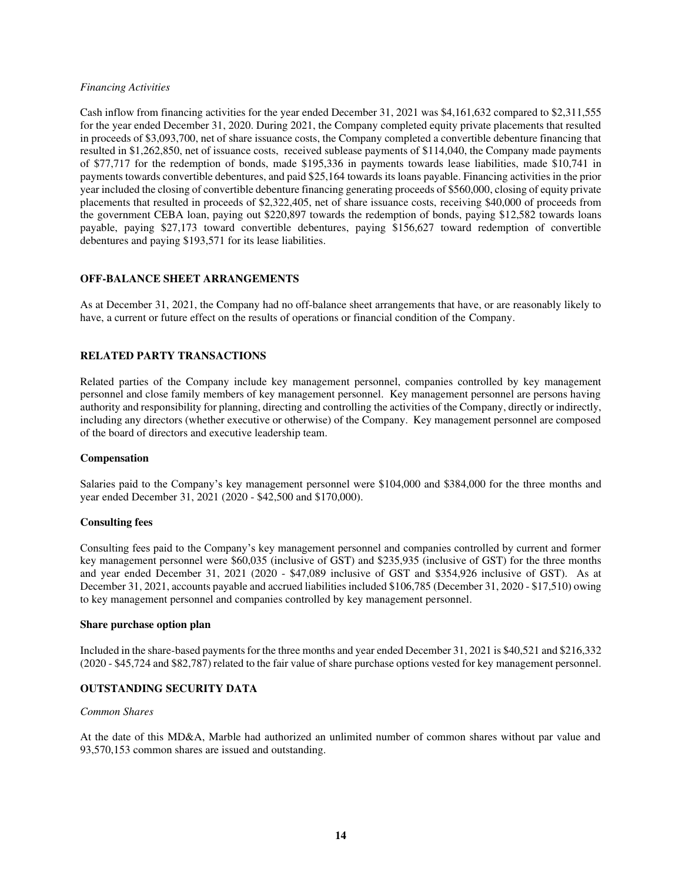*Financing Activities*

Cash inflow from financing activities for the year ended December 31, 2021 was $4,161,632 compared to $2,311,555 for the year ended December 31, 2020. During 2021, the Company completed equity private placements that resulted in proceeds of $3,093,700, net of share issuance costs, the Company completed a convertible debenture financing that resulted in $1,262,850, net of issuance costs, received sublease payments of $114,040, the Company made payments of $77,717 for the redemption of bonds, made $195,336 in payments towards lease liabilities, made $10,741 in payments towards convertible debentures, and paid $25,164 towards its loans payable. Financing activities in the prior year included the closing of convertible debenture financing generating proceeds of $560,000, closing of equity private placements that resulted in proceeds of $2,322,405, net of share issuance costs, receiving $40,000 of proceeds from the government CEBA loan, paying out $220,897 towards the redemption of bonds, paying $12,582 towards loans payable, paying $27,173 toward convertible debentures, paying $156,627 toward redemption of convertible debentures and paying $193,571 for its lease liabilities.

## OFF-BALANCE SHEET ARRANGEMENTS

As at December 31, 2021, the Company had no off-balance sheet arrangements that have, or are reasonably likely to have, a current or future effect on the results of operations or financial condition of the Company.

## RELATED PARTY TRANSACTIONS

Related parties of the Company include key management personnel, companies controlled by key management personnel and close family members of key management personnel. Key management personnel are persons having authority and responsibility for planning, directing and controlling the activities of the Company, directly or indirectly, including any directors (whether executive or otherwise) of the Company. Key management personnel are composed of the board of directors and executive leadership team.

### Compensation

Salaries paid to the Company's key management personnel were $104,000 and $384,000 for the three months and year ended December 31, 2021 (2020 - $42,500 and $170,000).

### Consulting fees

Consulting fees paid to the Company's key management personnel and companies controlled by current and former key management personnel were $60,035 (inclusive of GST) and $235,935 (inclusive of GST) for the three months and year ended December 31, 2021 (2020 - $47,089 inclusive of GST and $354,926 inclusive of GST). As at December 31, 2021, accounts payable and accrued liabilities included $106,785 (December 31, 2020 - $17,510) owing to key management personnel and companies controlled by key management personnel.

### Share purchase option plan

Included in the share-based payments for the three months and year ended December 31, 2021 is $40,521 and $216,332 (2020 - $45,724 and $82,787) related to the fair value of share purchase options vested for key management personnel.

## OUTSTANDING SECURITY DATA

*Common Shares*

At the date of this MD&A, Marble had authorized an unlimited number of common shares without par value and 93,570,153 common shares are issued and outstanding.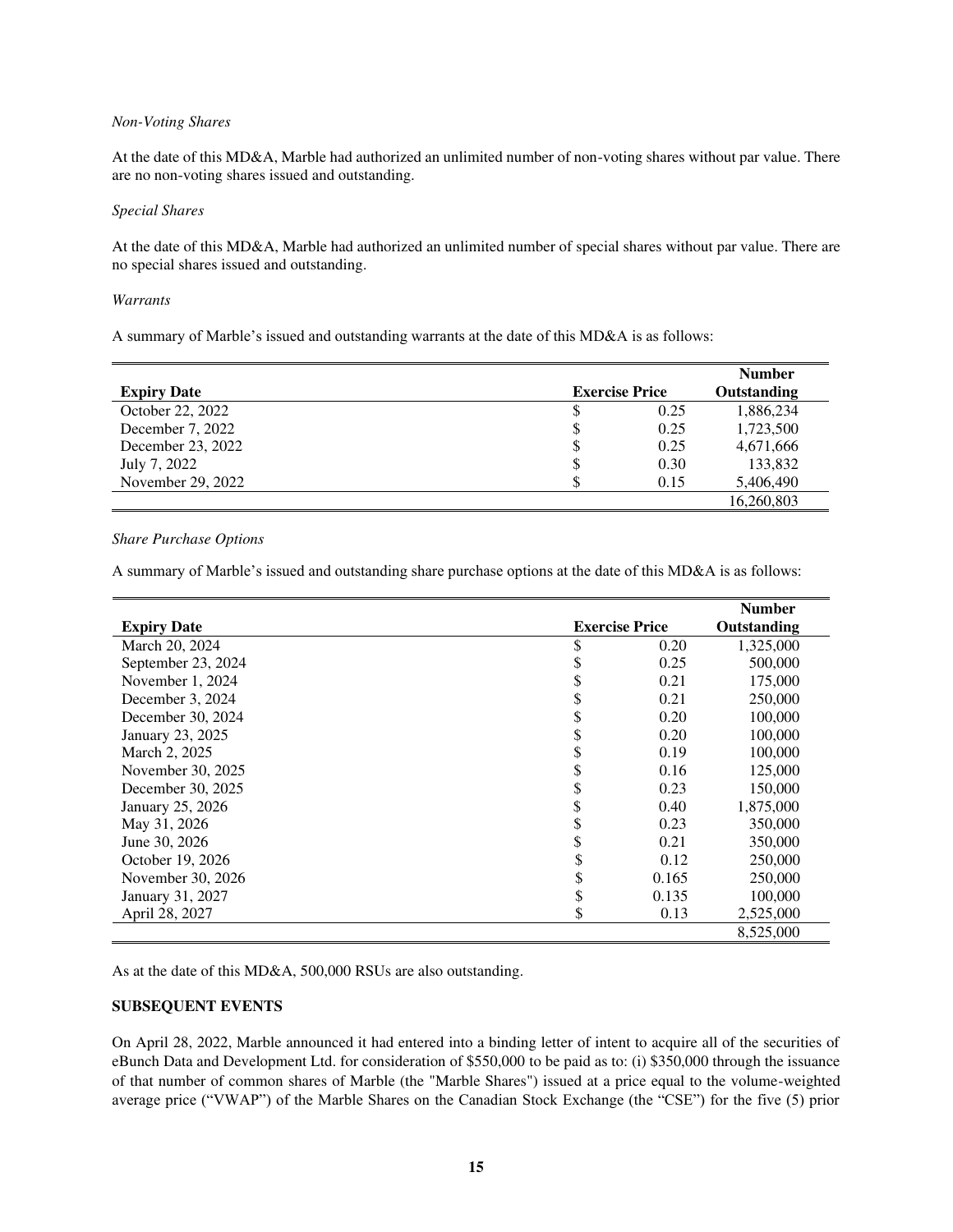*Non-Voting Shares*

At the date of this MD&A, Marble had authorized an unlimited number of non-voting shares without par value. There are no non-voting shares issued and outstanding.

*Special Shares*

At the date of this MD&A, Marble had authorized an unlimited number of special shares without par value. There are no special shares issued and outstanding.

*Warrants*

A summary of Marble's issued and outstanding warrants at the date of this MD&A is as follows:

| Expiry Date | Exercise Price | Number Outstanding |
|---|---|---|
| October 22, 2022 | $ 0.25 | 1,886,234 |
| December 7, 2022 | $ 0.25 | 1,723,500 |
| December 23, 2022 | $ 0.25 | 4,671,666 |
| July 7, 2022 | $ 0.30 | 133,832 |
| November 29, 2022 | $ 0.15 | 5,406,490 |
| | | 16,260,803 |

*Share Purchase Options*

A summary of Marble's issued and outstanding share purchase options at the date of this MD&A is as follows:

| Expiry Date | Exercise Price | Number Outstanding |
|---|---|---|
| March 20, 2024 | $ 0.20 | 1,325,000 |
| September 23, 2024 | $ 0.25 | 500,000 |
| November 1, 2024 | $ 0.21 | 175,000 |
| December 3, 2024 | $ 0.21 | 250,000 |
| December 30, 2024 | $ 0.20 | 100,000 |
| January 23, 2025 | $ 0.20 | 100,000 |
| March 2, 2025 | $ 0.19 | 100,000 |
| November 30, 2025 | $ 0.16 | 125,000 |
| December 30, 2025 | $ 0.23 | 150,000 |
| January 25, 2026 | $ 0.40 | 1,875,000 |
| May 31, 2026 | $ 0.23 | 350,000 |
| June 30, 2026 | $ 0.21 | 350,000 |
| October 19, 2026 | $ 0.12 | 250,000 |
| November 30, 2026 | $ 0.165 | 250,000 |
| January 31, 2027 | $ 0.135 | 100,000 |
| April 28, 2027 | $ 0.13 | 2,525,000 |
| | | 8,525,000 |

As at the date of this MD&A, 500,000 RSUs are also outstanding.

**SUBSEQUENT EVENTS**

On April 28, 2022, Marble announced it had entered into a binding letter of intent to acquire all of the securities of eBunch Data and Development Ltd. for consideration of $550,000 to be paid as to: (i) $350,000 through the issuance of that number of common shares of Marble (the "Marble Shares") issued at a price equal to the volume-weighted average price ("VWAP") of the Marble Shares on the Canadian Stock Exchange (the "CSE") for the five (5) prior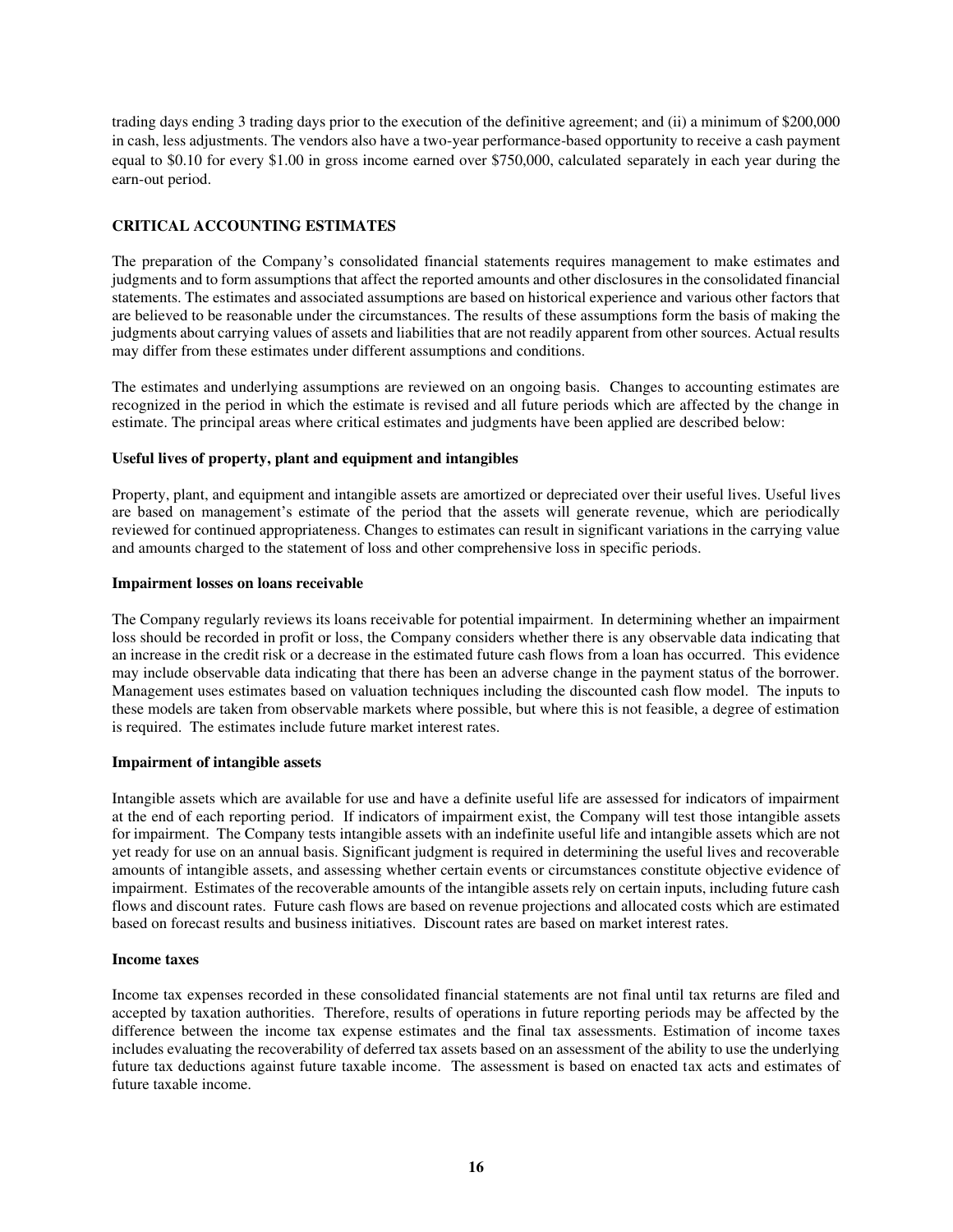trading days ending 3 trading days prior to the execution of the definitive agreement; and (ii) a minimum of $200,000 in cash, less adjustments. The vendors also have a two-year performance-based opportunity to receive a cash payment equal to $0.10 for every $1.00 in gross income earned over $750,000, calculated separately in each year during the earn-out period.

## CRITICAL ACCOUNTING ESTIMATES

The preparation of the Company's consolidated financial statements requires management to make estimates and judgments and to form assumptions that affect the reported amounts and other disclosures in the consolidated financial statements. The estimates and associated assumptions are based on historical experience and various other factors that are believed to be reasonable under the circumstances. The results of these assumptions form the basis of making the judgments about carrying values of assets and liabilities that are not readily apparent from other sources. Actual results may differ from these estimates under different assumptions and conditions.

The estimates and underlying assumptions are reviewed on an ongoing basis. Changes to accounting estimates are recognized in the period in which the estimate is revised and all future periods which are affected by the change in estimate. The principal areas where critical estimates and judgments have been applied are described below:

### Useful lives of property, plant and equipment and intangibles

Property, plant, and equipment and intangible assets are amortized or depreciated over their useful lives. Useful lives are based on management's estimate of the period that the assets will generate revenue, which are periodically reviewed for continued appropriateness. Changes to estimates can result in significant variations in the carrying value and amounts charged to the statement of loss and other comprehensive loss in specific periods.

### Impairment losses on loans receivable

The Company regularly reviews its loans receivable for potential impairment. In determining whether an impairment loss should be recorded in profit or loss, the Company considers whether there is any observable data indicating that an increase in the credit risk or a decrease in the estimated future cash flows from a loan has occurred. This evidence may include observable data indicating that there has been an adverse change in the payment status of the borrower. Management uses estimates based on valuation techniques including the discounted cash flow model. The inputs to these models are taken from observable markets where possible, but where this is not feasible, a degree of estimation is required. The estimates include future market interest rates.

### Impairment of intangible assets

Intangible assets which are available for use and have a definite useful life are assessed for indicators of impairment at the end of each reporting period. If indicators of impairment exist, the Company will test those intangible assets for impairment. The Company tests intangible assets with an indefinite useful life and intangible assets which are not yet ready for use on an annual basis. Significant judgment is required in determining the useful lives and recoverable amounts of intangible assets, and assessing whether certain events or circumstances constitute objective evidence of impairment. Estimates of the recoverable amounts of the intangible assets rely on certain inputs, including future cash flows and discount rates. Future cash flows are based on revenue projections and allocated costs which are estimated based on forecast results and business initiatives. Discount rates are based on market interest rates.

### Income taxes

Income tax expenses recorded in these consolidated financial statements are not final until tax returns are filed and accepted by taxation authorities. Therefore, results of operations in future reporting periods may be affected by the difference between the income tax expense estimates and the final tax assessments. Estimation of income taxes includes evaluating the recoverability of deferred tax assets based on an assessment of the ability to use the underlying future tax deductions against future taxable income. The assessment is based on enacted tax acts and estimates of future taxable income.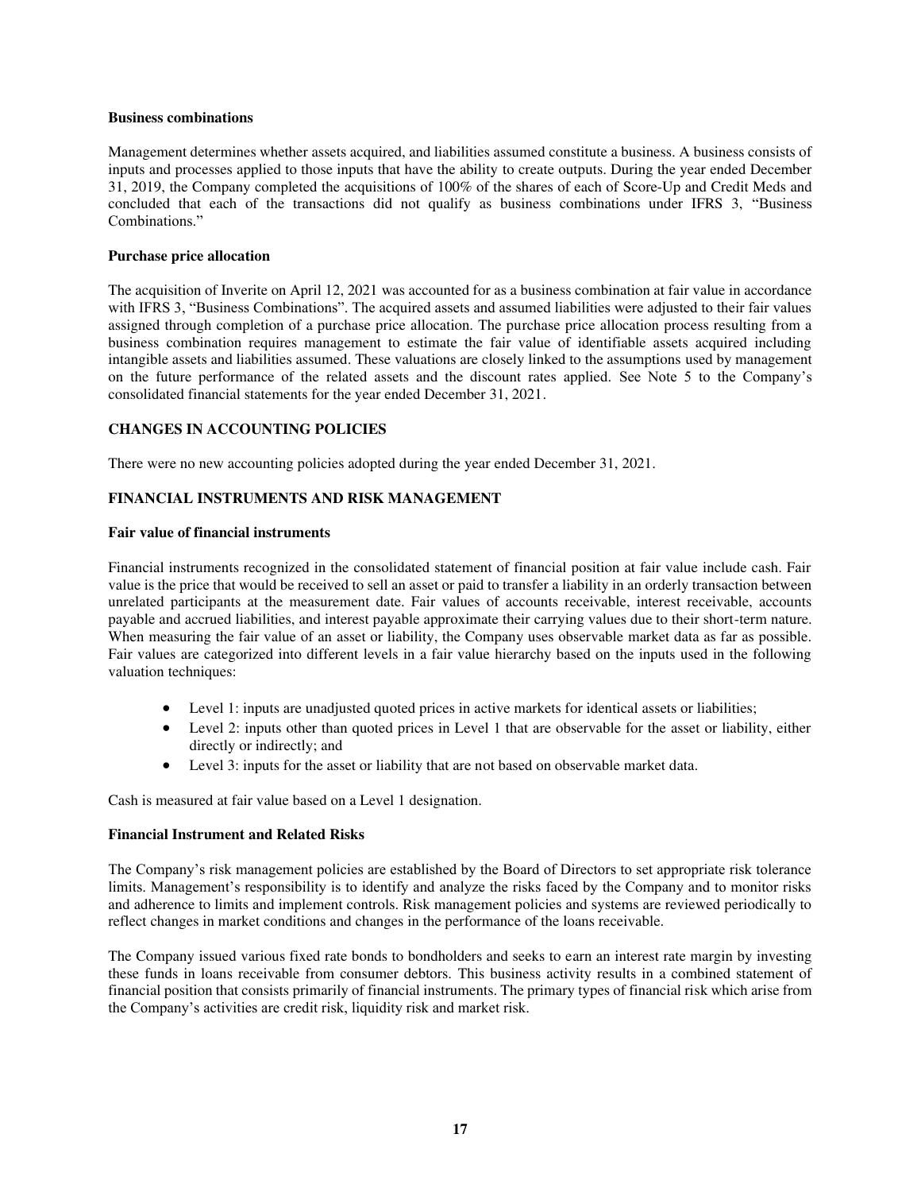**Business combinations**

Management determines whether assets acquired, and liabilities assumed constitute a business. A business consists of inputs and processes applied to those inputs that have the ability to create outputs. During the year ended December 31, 2019, the Company completed the acquisitions of 100% of the shares of each of Score-Up and Credit Meds and concluded that each of the transactions did not qualify as business combinations under IFRS 3, "Business Combinations."

**Purchase price allocation**

The acquisition of Inverite on April 12, 2021 was accounted for as a business combination at fair value in accordance with IFRS 3, "Business Combinations". The acquired assets and assumed liabilities were adjusted to their fair values assigned through completion of a purchase price allocation. The purchase price allocation process resulting from a business combination requires management to estimate the fair value of identifiable assets acquired including intangible assets and liabilities assumed. These valuations are closely linked to the assumptions used by management on the future performance of the related assets and the discount rates applied. See Note 5 to the Company's consolidated financial statements for the year ended December 31, 2021.

## CHANGES IN ACCOUNTING POLICIES

There were no new accounting policies adopted during the year ended December 31, 2021.

## FINANCIAL INSTRUMENTS AND RISK MANAGEMENT

**Fair value of financial instruments**

Financial instruments recognized in the consolidated statement of financial position at fair value include cash. Fair value is the price that would be received to sell an asset or paid to transfer a liability in an orderly transaction between unrelated participants at the measurement date. Fair values of accounts receivable, interest receivable, accounts payable and accrued liabilities, and interest payable approximate their carrying values due to their short-term nature. When measuring the fair value of an asset or liability, the Company uses observable market data as far as possible. Fair values are categorized into different levels in a fair value hierarchy based on the inputs used in the following valuation techniques:

- Level 1: inputs are unadjusted quoted prices in active markets for identical assets or liabilities;
- Level 2: inputs other than quoted prices in Level 1 that are observable for the asset or liability, either directly or indirectly; and
- Level 3: inputs for the asset or liability that are not based on observable market data.

Cash is measured at fair value based on a Level 1 designation.

**Financial Instrument and Related Risks**

The Company's risk management policies are established by the Board of Directors to set appropriate risk tolerance limits. Management's responsibility is to identify and analyze the risks faced by the Company and to monitor risks and adherence to limits and implement controls. Risk management policies and systems are reviewed periodically to reflect changes in market conditions and changes in the performance of the loans receivable.

The Company issued various fixed rate bonds to bondholders and seeks to earn an interest rate margin by investing these funds in loans receivable from consumer debtors. This business activity results in a combined statement of financial position that consists primarily of financial instruments. The primary types of financial risk which arise from the Company's activities are credit risk, liquidity risk and market risk.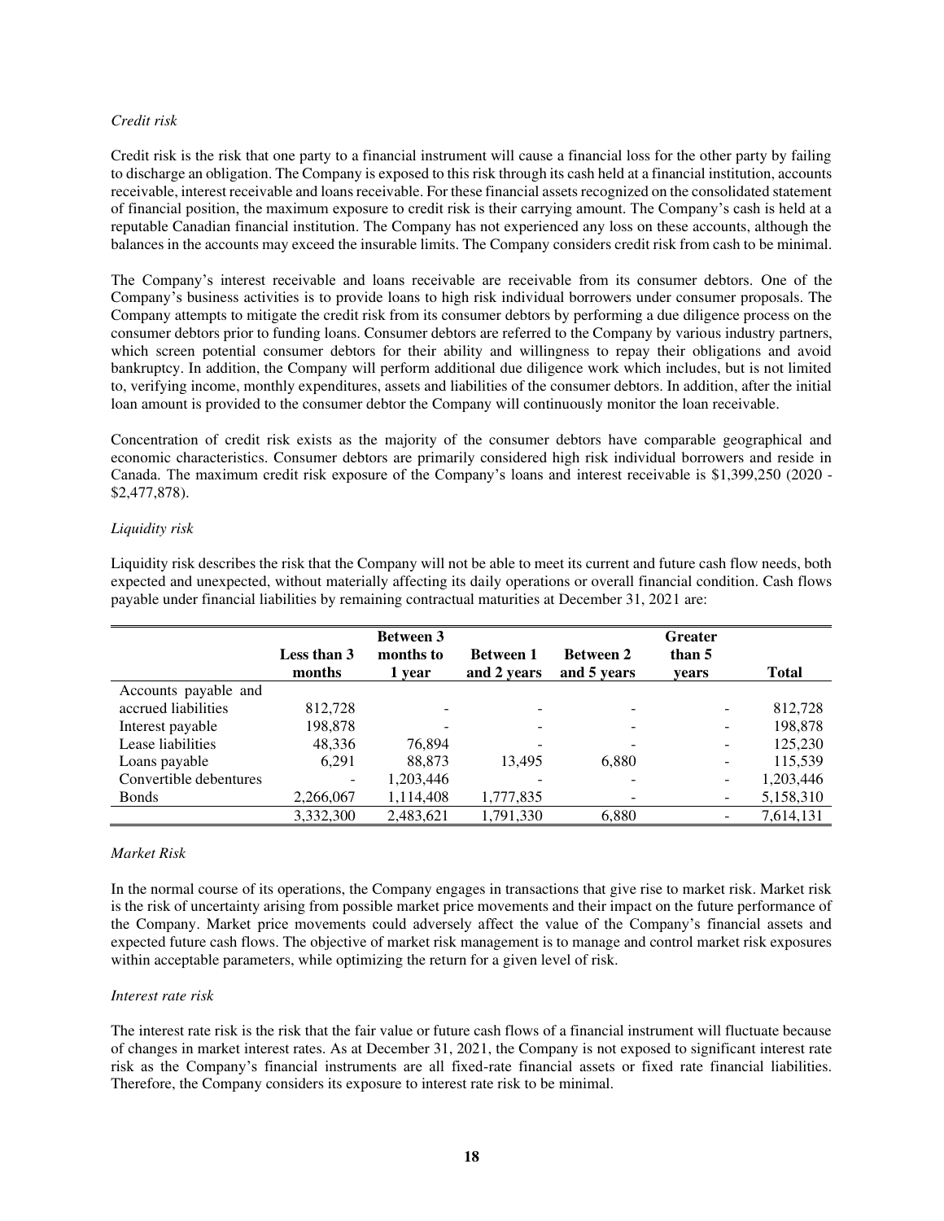*Credit risk*

Credit risk is the risk that one party to a financial instrument will cause a financial loss for the other party by failing to discharge an obligation. The Company is exposed to this risk through its cash held at a financial institution, accounts receivable, interest receivable and loans receivable. For these financial assets recognized on the consolidated statement of financial position, the maximum exposure to credit risk is their carrying amount. The Company's cash is held at a reputable Canadian financial institution. The Company has not experienced any loss on these accounts, although the balances in the accounts may exceed the insurable limits. The Company considers credit risk from cash to be minimal.

The Company's interest receivable and loans receivable are receivable from its consumer debtors. One of the Company's business activities is to provide loans to high risk individual borrowers under consumer proposals. The Company attempts to mitigate the credit risk from its consumer debtors by performing a due diligence process on the consumer debtors prior to funding loans. Consumer debtors are referred to the Company by various industry partners, which screen potential consumer debtors for their ability and willingness to repay their obligations and avoid bankruptcy. In addition, the Company will perform additional due diligence work which includes, but is not limited to, verifying income, monthly expenditures, assets and liabilities of the consumer debtors. In addition, after the initial loan amount is provided to the consumer debtor the Company will continuously monitor the loan receivable.

Concentration of credit risk exists as the majority of the consumer debtors have comparable geographical and economic characteristics. Consumer debtors are primarily considered high risk individual borrowers and reside in Canada. The maximum credit risk exposure of the Company's loans and interest receivable is $1,399,250 (2020 - $2,477,878).

*Liquidity risk*

Liquidity risk describes the risk that the Company will not be able to meet its current and future cash flow needs, both expected and unexpected, without materially affecting its daily operations or overall financial condition. Cash flows payable under financial liabilities by remaining contractual maturities at December 31, 2021 are:

| | Less than 3 months | Between 3 months to 1 year | Between 1 and 2 years | Between 2 and 5 years | Greater than 5 years | Total |
|---|---|---|---|---|---|---|
| Accounts payable and accrued liabilities | 812,728 | - | - | - | - | 812,728 |
| Interest payable | 198,878 | - | - | - | - | 198,878 |
| Lease liabilities | 48,336 | 76,894 | - | - | - | 125,230 |
| Loans payable | 6,291 | 88,873 | 13,495 | 6,880 | - | 115,539 |
| Convertible debentures | - | 1,203,446 | - | - | - | 1,203,446 |
| Bonds | 2,266,067 | 1,114,408 | 1,777,835 | - | - | 5,158,310 |
| | 3,332,300 | 2,483,621 | 1,791,330 | 6,880 | - | 7,614,131 |

*Market Risk*

In the normal course of its operations, the Company engages in transactions that give rise to market risk. Market risk is the risk of uncertainty arising from possible market price movements and their impact on the future performance of the Company. Market price movements could adversely affect the value of the Company's financial assets and expected future cash flows. The objective of market risk management is to manage and control market risk exposures within acceptable parameters, while optimizing the return for a given level of risk.

*Interest rate risk*

The interest rate risk is the risk that the fair value or future cash flows of a financial instrument will fluctuate because of changes in market interest rates. As at December 31, 2021, the Company is not exposed to significant interest rate risk as the Company's financial instruments are all fixed-rate financial assets or fixed rate financial liabilities. Therefore, the Company considers its exposure to interest rate risk to be minimal.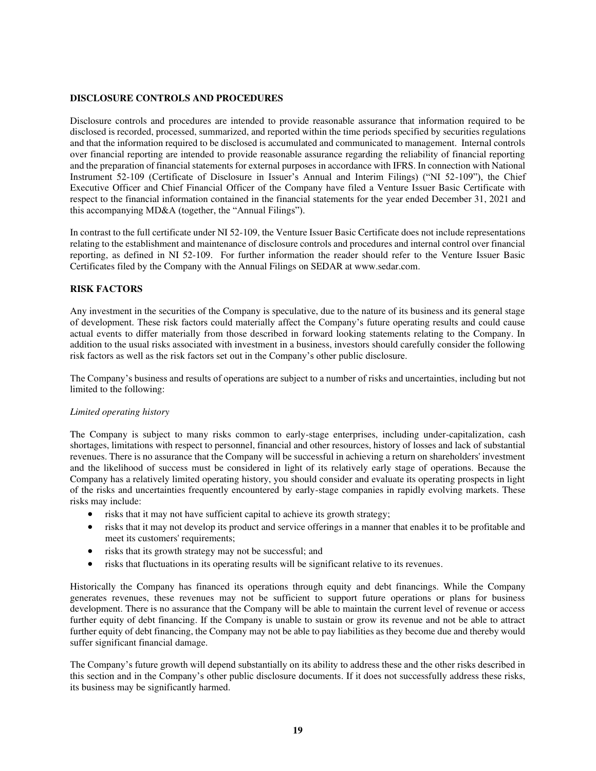## DISCLOSURE CONTROLS AND PROCEDURES

Disclosure controls and procedures are intended to provide reasonable assurance that information required to be disclosed is recorded, processed, summarized, and reported within the time periods specified by securities regulations and that the information required to be disclosed is accumulated and communicated to management. Internal controls over financial reporting are intended to provide reasonable assurance regarding the reliability of financial reporting and the preparation of financial statements for external purposes in accordance with IFRS. In connection with National Instrument 52-109 (Certificate of Disclosure in Issuer's Annual and Interim Filings) ("NI 52-109"), the Chief Executive Officer and Chief Financial Officer of the Company have filed a Venture Issuer Basic Certificate with respect to the financial information contained in the financial statements for the year ended December 31, 2021 and this accompanying MD&A (together, the "Annual Filings").

In contrast to the full certificate under NI 52-109, the Venture Issuer Basic Certificate does not include representations relating to the establishment and maintenance of disclosure controls and procedures and internal control over financial reporting, as defined in NI 52-109. For further information the reader should refer to the Venture Issuer Basic Certificates filed by the Company with the Annual Filings on SEDAR at www.sedar.com.

## RISK FACTORS

Any investment in the securities of the Company is speculative, due to the nature of its business and its general stage of development. These risk factors could materially affect the Company's future operating results and could cause actual events to differ materially from those described in forward looking statements relating to the Company. In addition to the usual risks associated with investment in a business, investors should carefully consider the following risk factors as well as the risk factors set out in the Company's other public disclosure.

The Company's business and results of operations are subject to a number of risks and uncertainties, including but not limited to the following:

*Limited operating history*

The Company is subject to many risks common to early-stage enterprises, including under-capitalization, cash shortages, limitations with respect to personnel, financial and other resources, history of losses and lack of substantial revenues. There is no assurance that the Company will be successful in achieving a return on shareholders' investment and the likelihood of success must be considered in light of its relatively early stage of operations. Because the Company has a relatively limited operating history, you should consider and evaluate its operating prospects in light of the risks and uncertainties frequently encountered by early-stage companies in rapidly evolving markets. These risks may include:

- risks that it may not have sufficient capital to achieve its growth strategy;
- risks that it may not develop its product and service offerings in a manner that enables it to be profitable and meet its customers' requirements;
- risks that its growth strategy may not be successful; and
- risks that fluctuations in its operating results will be significant relative to its revenues.

Historically the Company has financed its operations through equity and debt financings. While the Company generates revenues, these revenues may not be sufficient to support future operations or plans for business development. There is no assurance that the Company will be able to maintain the current level of revenue or access further equity of debt financing. If the Company is unable to sustain or grow its revenue and not be able to attract further equity of debt financing, the Company may not be able to pay liabilities as they become due and thereby would suffer significant financial damage.

The Company's future growth will depend substantially on its ability to address these and the other risks described in this section and in the Company's other public disclosure documents. If it does not successfully address these risks, its business may be significantly harmed.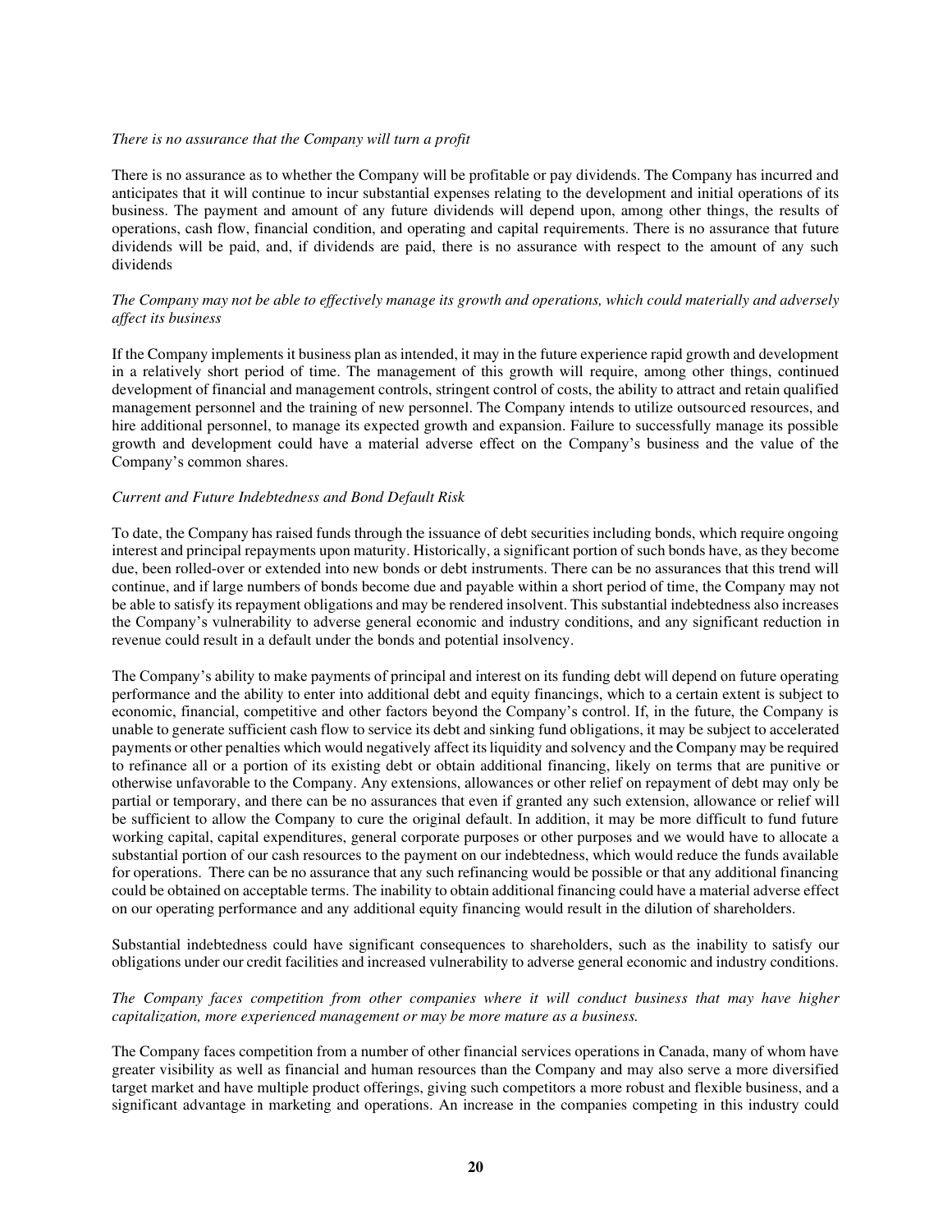*There is no assurance that the Company will turn a profit*

There is no assurance as to whether the Company will be profitable or pay dividends. The Company has incurred and anticipates that it will continue to incur substantial expenses relating to the development and initial operations of its business. The payment and amount of any future dividends will depend upon, among other things, the results of operations, cash flow, financial condition, and operating and capital requirements. There is no assurance that future dividends will be paid, and, if dividends are paid, there is no assurance with respect to the amount of any such dividends

*The Company may not be able to effectively manage its growth and operations, which could materially and adversely affect its business*

If the Company implements it business plan as intended, it may in the future experience rapid growth and development in a relatively short period of time. The management of this growth will require, among other things, continued development of financial and management controls, stringent control of costs, the ability to attract and retain qualified management personnel and the training of new personnel. The Company intends to utilize outsourced resources, and hire additional personnel, to manage its expected growth and expansion. Failure to successfully manage its possible growth and development could have a material adverse effect on the Company's business and the value of the Company's common shares.

*Current and Future Indebtedness and Bond Default Risk*

To date, the Company has raised funds through the issuance of debt securities including bonds, which require ongoing interest and principal repayments upon maturity. Historically, a significant portion of such bonds have, as they become due, been rolled-over or extended into new bonds or debt instruments. There can be no assurances that this trend will continue, and if large numbers of bonds become due and payable within a short period of time, the Company may not be able to satisfy its repayment obligations and may be rendered insolvent. This substantial indebtedness also increases the Company's vulnerability to adverse general economic and industry conditions, and any significant reduction in revenue could result in a default under the bonds and potential insolvency.

The Company's ability to make payments of principal and interest on its funding debt will depend on future operating performance and the ability to enter into additional debt and equity financings, which to a certain extent is subject to economic, financial, competitive and other factors beyond the Company's control. If, in the future, the Company is unable to generate sufficient cash flow to service its debt and sinking fund obligations, it may be subject to accelerated payments or other penalties which would negatively affect its liquidity and solvency and the Company may be required to refinance all or a portion of its existing debt or obtain additional financing, likely on terms that are punitive or otherwise unfavorable to the Company. Any extensions, allowances or other relief on repayment of debt may only be partial or temporary, and there can be no assurances that even if granted any such extension, allowance or relief will be sufficient to allow the Company to cure the original default. In addition, it may be more difficult to fund future working capital, capital expenditures, general corporate purposes or other purposes and we would have to allocate a substantial portion of our cash resources to the payment on our indebtedness, which would reduce the funds available for operations. There can be no assurance that any such refinancing would be possible or that any additional financing could be obtained on acceptable terms. The inability to obtain additional financing could have a material adverse effect on our operating performance and any additional equity financing would result in the dilution of shareholders.

Substantial indebtedness could have significant consequences to shareholders, such as the inability to satisfy our obligations under our credit facilities and increased vulnerability to adverse general economic and industry conditions.

*The Company faces competition from other companies where it will conduct business that may have higher capitalization, more experienced management or may be more mature as a business.*

The Company faces competition from a number of other financial services operations in Canada, many of whom have greater visibility as well as financial and human resources than the Company and may also serve a more diversified target market and have multiple product offerings, giving such competitors a more robust and flexible business, and a significant advantage in marketing and operations. An increase in the companies competing in this industry could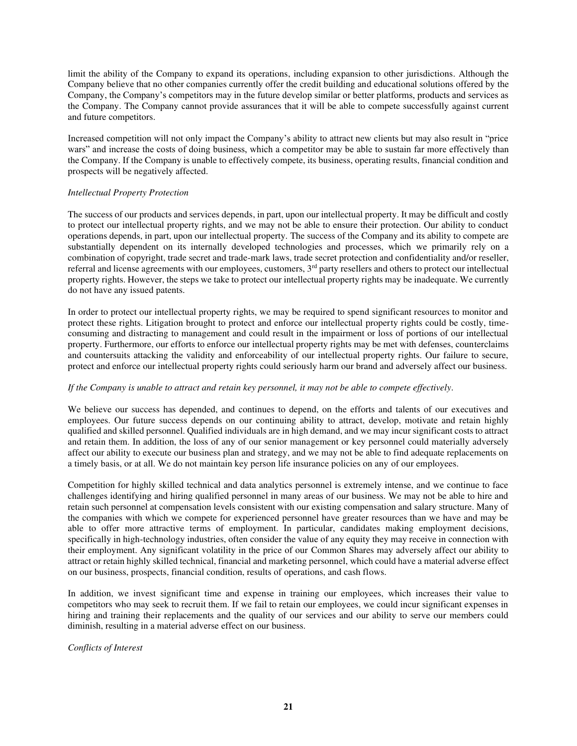limit the ability of the Company to expand its operations, including expansion to other jurisdictions. Although the Company believe that no other companies currently offer the credit building and educational solutions offered by the Company, the Company's competitors may in the future develop similar or better platforms, products and services as the Company. The Company cannot provide assurances that it will be able to compete successfully against current and future competitors.

Increased competition will not only impact the Company's ability to attract new clients but may also result in "price wars" and increase the costs of doing business, which a competitor may be able to sustain far more effectively than the Company. If the Company is unable to effectively compete, its business, operating results, financial condition and prospects will be negatively affected.

*Intellectual Property Protection*

The success of our products and services depends, in part, upon our intellectual property. It may be difficult and costly to protect our intellectual property rights, and we may not be able to ensure their protection. Our ability to conduct operations depends, in part, upon our intellectual property. The success of the Company and its ability to compete are substantially dependent on its internally developed technologies and processes, which we primarily rely on a combination of copyright, trade secret and trade-mark laws, trade secret protection and confidentiality and/or reseller, referral and license agreements with our employees, customers, 3rd party resellers and others to protect our intellectual property rights. However, the steps we take to protect our intellectual property rights may be inadequate. We currently do not have any issued patents.

In order to protect our intellectual property rights, we may be required to spend significant resources to monitor and protect these rights. Litigation brought to protect and enforce our intellectual property rights could be costly, time-consuming and distracting to management and could result in the impairment or loss of portions of our intellectual property. Furthermore, our efforts to enforce our intellectual property rights may be met with defenses, counterclaims and countersuits attacking the validity and enforceability of our intellectual property rights. Our failure to secure, protect and enforce our intellectual property rights could seriously harm our brand and adversely affect our business.

*If the Company is unable to attract and retain key personnel, it may not be able to compete effectively.*

We believe our success has depended, and continues to depend, on the efforts and talents of our executives and employees. Our future success depends on our continuing ability to attract, develop, motivate and retain highly qualified and skilled personnel. Qualified individuals are in high demand, and we may incur significant costs to attract and retain them. In addition, the loss of any of our senior management or key personnel could materially adversely affect our ability to execute our business plan and strategy, and we may not be able to find adequate replacements on a timely basis, or at all. We do not maintain key person life insurance policies on any of our employees.

Competition for highly skilled technical and data analytics personnel is extremely intense, and we continue to face challenges identifying and hiring qualified personnel in many areas of our business. We may not be able to hire and retain such personnel at compensation levels consistent with our existing compensation and salary structure. Many of the companies with which we compete for experienced personnel have greater resources than we have and may be able to offer more attractive terms of employment. In particular, candidates making employment decisions, specifically in high-technology industries, often consider the value of any equity they may receive in connection with their employment. Any significant volatility in the price of our Common Shares may adversely affect our ability to attract or retain highly skilled technical, financial and marketing personnel, which could have a material adverse effect on our business, prospects, financial condition, results of operations, and cash flows.

In addition, we invest significant time and expense in training our employees, which increases their value to competitors who may seek to recruit them. If we fail to retain our employees, we could incur significant expenses in hiring and training their replacements and the quality of our services and our ability to serve our members could diminish, resulting in a material adverse effect on our business.

*Conflicts of Interest*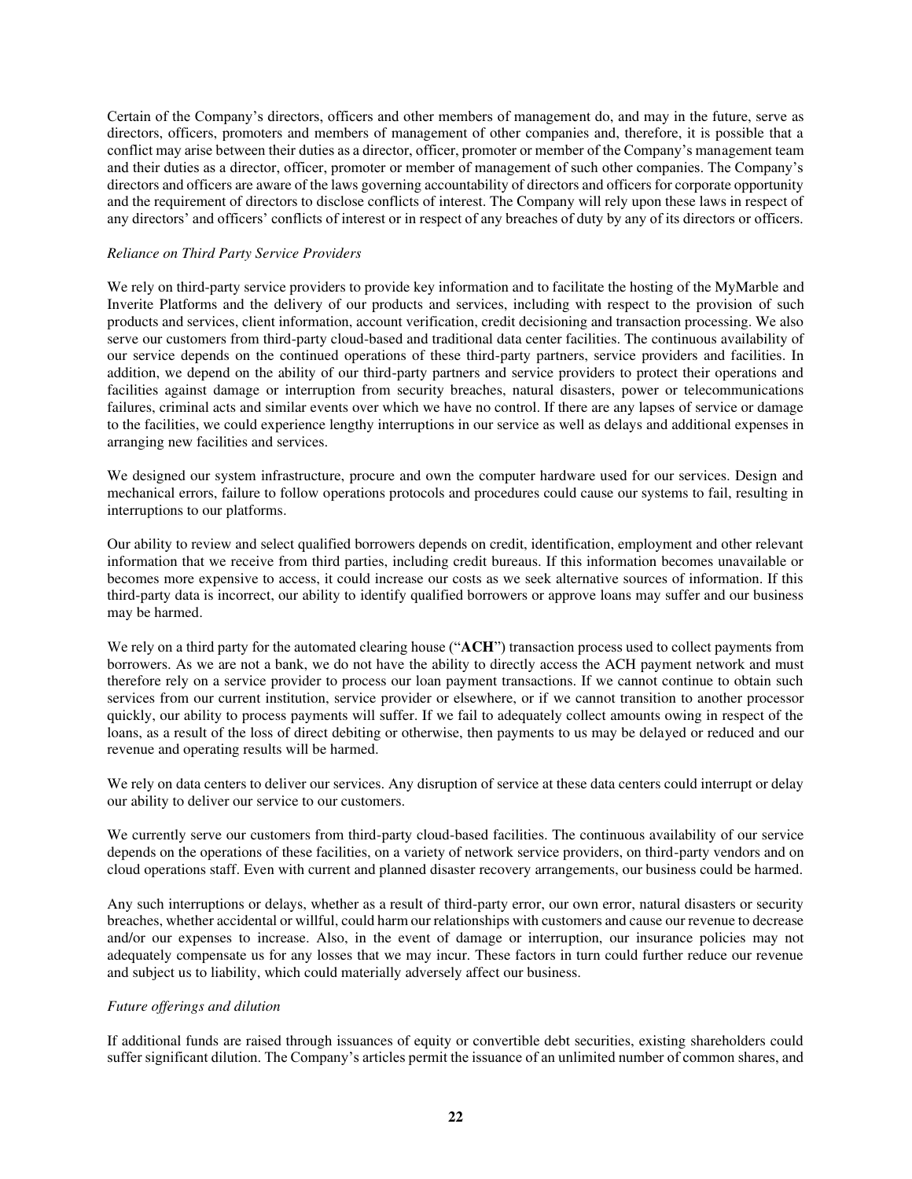Certain of the Company's directors, officers and other members of management do, and may in the future, serve as directors, officers, promoters and members of management of other companies and, therefore, it is possible that a conflict may arise between their duties as a director, officer, promoter or member of the Company's management team and their duties as a director, officer, promoter or member of management of such other companies. The Company's directors and officers are aware of the laws governing accountability of directors and officers for corporate opportunity and the requirement of directors to disclose conflicts of interest. The Company will rely upon these laws in respect of any directors' and officers' conflicts of interest or in respect of any breaches of duty by any of its directors or officers.

*Reliance on Third Party Service Providers*

We rely on third-party service providers to provide key information and to facilitate the hosting of the MyMarble and Inverite Platforms and the delivery of our products and services, including with respect to the provision of such products and services, client information, account verification, credit decisioning and transaction processing. We also serve our customers from third-party cloud-based and traditional data center facilities. The continuous availability of our service depends on the continued operations of these third-party partners, service providers and facilities. In addition, we depend on the ability of our third-party partners and service providers to protect their operations and facilities against damage or interruption from security breaches, natural disasters, power or telecommunications failures, criminal acts and similar events over which we have no control. If there are any lapses of service or damage to the facilities, we could experience lengthy interruptions in our service as well as delays and additional expenses in arranging new facilities and services.

We designed our system infrastructure, procure and own the computer hardware used for our services. Design and mechanical errors, failure to follow operations protocols and procedures could cause our systems to fail, resulting in interruptions to our platforms.

Our ability to review and select qualified borrowers depends on credit, identification, employment and other relevant information that we receive from third parties, including credit bureaus. If this information becomes unavailable or becomes more expensive to access, it could increase our costs as we seek alternative sources of information. If this third-party data is incorrect, our ability to identify qualified borrowers or approve loans may suffer and our business may be harmed.

We rely on a third party for the automated clearing house ("**ACH**") transaction process used to collect payments from borrowers. As we are not a bank, we do not have the ability to directly access the ACH payment network and must therefore rely on a service provider to process our loan payment transactions. If we cannot continue to obtain such services from our current institution, service provider or elsewhere, or if we cannot transition to another processor quickly, our ability to process payments will suffer. If we fail to adequately collect amounts owing in respect of the loans, as a result of the loss of direct debiting or otherwise, then payments to us may be delayed or reduced and our revenue and operating results will be harmed.

We rely on data centers to deliver our services. Any disruption of service at these data centers could interrupt or delay our ability to deliver our service to our customers.

We currently serve our customers from third-party cloud-based facilities. The continuous availability of our service depends on the operations of these facilities, on a variety of network service providers, on third-party vendors and on cloud operations staff. Even with current and planned disaster recovery arrangements, our business could be harmed.

Any such interruptions or delays, whether as a result of third-party error, our own error, natural disasters or security breaches, whether accidental or willful, could harm our relationships with customers and cause our revenue to decrease and/or our expenses to increase. Also, in the event of damage or interruption, our insurance policies may not adequately compensate us for any losses that we may incur. These factors in turn could further reduce our revenue and subject us to liability, which could materially adversely affect our business.

*Future offerings and dilution*

If additional funds are raised through issuances of equity or convertible debt securities, existing shareholders could suffer significant dilution. The Company's articles permit the issuance of an unlimited number of common shares, and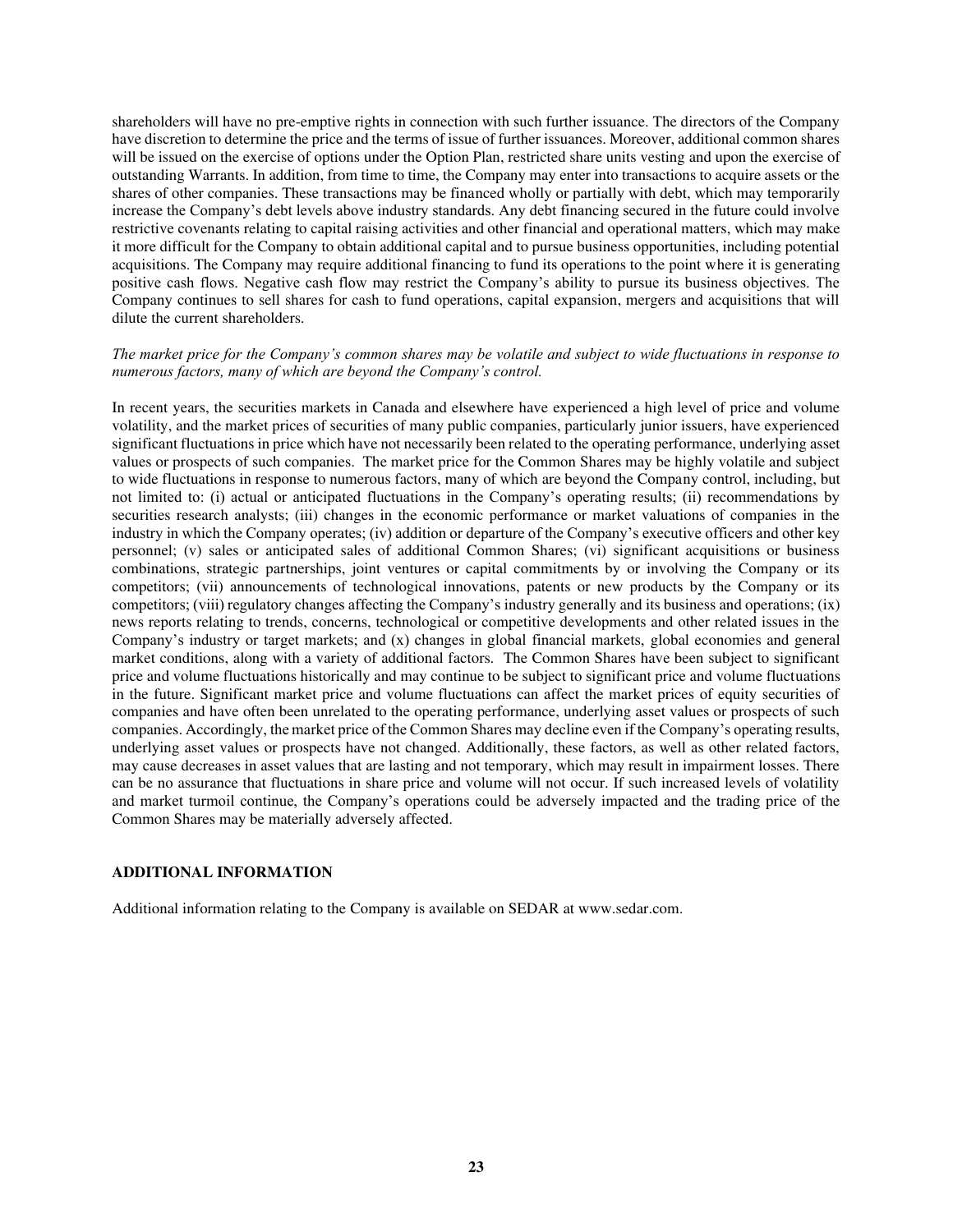shareholders will have no pre-emptive rights in connection with such further issuance. The directors of the Company have discretion to determine the price and the terms of issue of further issuances. Moreover, additional common shares will be issued on the exercise of options under the Option Plan, restricted share units vesting and upon the exercise of outstanding Warrants. In addition, from time to time, the Company may enter into transactions to acquire assets or the shares of other companies. These transactions may be financed wholly or partially with debt, which may temporarily increase the Company's debt levels above industry standards. Any debt financing secured in the future could involve restrictive covenants relating to capital raising activities and other financial and operational matters, which may make it more difficult for the Company to obtain additional capital and to pursue business opportunities, including potential acquisitions. The Company may require additional financing to fund its operations to the point where it is generating positive cash flows. Negative cash flow may restrict the Company's ability to pursue its business objectives. The Company continues to sell shares for cash to fund operations, capital expansion, mergers and acquisitions that will dilute the current shareholders.

*The market price for the Company's common shares may be volatile and subject to wide fluctuations in response to numerous factors, many of which are beyond the Company's control.*

In recent years, the securities markets in Canada and elsewhere have experienced a high level of price and volume volatility, and the market prices of securities of many public companies, particularly junior issuers, have experienced significant fluctuations in price which have not necessarily been related to the operating performance, underlying asset values or prospects of such companies. The market price for the Common Shares may be highly volatile and subject to wide fluctuations in response to numerous factors, many of which are beyond the Company control, including, but not limited to: (i) actual or anticipated fluctuations in the Company's operating results; (ii) recommendations by securities research analysts; (iii) changes in the economic performance or market valuations of companies in the industry in which the Company operates; (iv) addition or departure of the Company's executive officers and other key personnel; (v) sales or anticipated sales of additional Common Shares; (vi) significant acquisitions or business combinations, strategic partnerships, joint ventures or capital commitments by or involving the Company or its competitors; (vii) announcements of technological innovations, patents or new products by the Company or its competitors; (viii) regulatory changes affecting the Company's industry generally and its business and operations; (ix) news reports relating to trends, concerns, technological or competitive developments and other related issues in the Company's industry or target markets; and (x) changes in global financial markets, global economies and general market conditions, along with a variety of additional factors. The Common Shares have been subject to significant price and volume fluctuations historically and may continue to be subject to significant price and volume fluctuations in the future. Significant market price and volume fluctuations can affect the market prices of equity securities of companies and have often been unrelated to the operating performance, underlying asset values or prospects of such companies. Accordingly, the market price of the Common Shares may decline even if the Company's operating results, underlying asset values or prospects have not changed. Additionally, these factors, as well as other related factors, may cause decreases in asset values that are lasting and not temporary, which may result in impairment losses. There can be no assurance that fluctuations in share price and volume will not occur. If such increased levels of volatility and market turmoil continue, the Company's operations could be adversely impacted and the trading price of the Common Shares may be materially adversely affected.

## ADDITIONAL INFORMATION

Additional information relating to the Company is available on SEDAR at www.sedar.com.